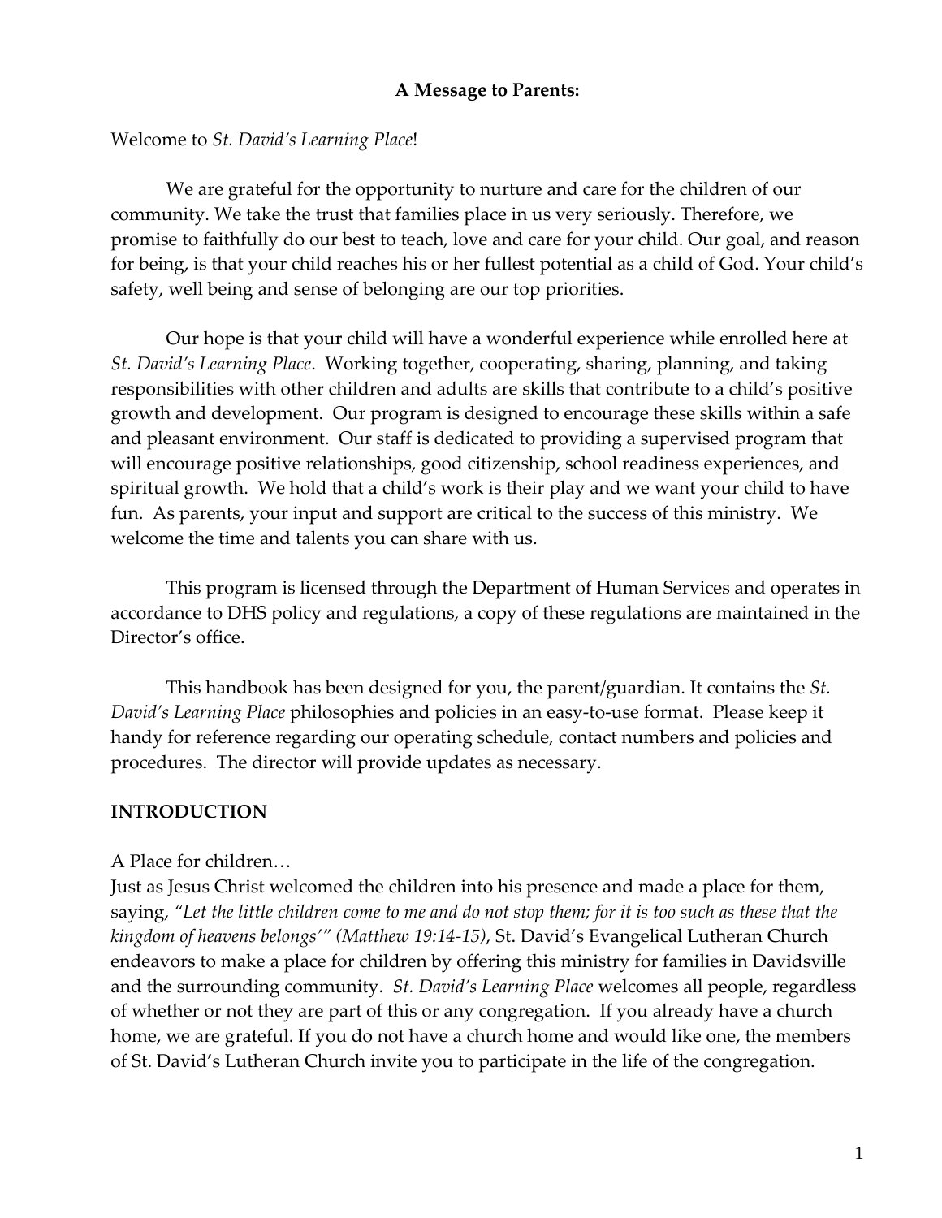**A Message to Parents:**

Welcome to *St. David's Learning Place*!

We are grateful for the opportunity to nurture and care for the children of our community. We take the trust that families place in us very seriously. Therefore, we promise to faithfully do our best to teach, love and care for your child. Our goal, and reason for being, is that your child reaches his or her fullest potential as a child of God. Your child's safety, well being and sense of belonging are our top priorities.

Our hope is that your child will have a wonderful experience while enrolled here at *St. David's Learning Place*. Working together, cooperating, sharing, planning, and taking responsibilities with other children and adults are skills that contribute to a child's positive growth and development. Our program is designed to encourage these skills within a safe and pleasant environment. Our staff is dedicated to providing a supervised program that will encourage positive relationships, good citizenship, school readiness experiences, and spiritual growth. We hold that a child's work is their play and we want your child to have fun. As parents, your input and support are critical to the success of this ministry. We welcome the time and talents you can share with us.

This program is licensed through the Department of Human Services and operates in accordance to DHS policy and regulations, a copy of these regulations are maintained in the Director's office.

This handbook has been designed for you, the parent/guardian. It contains the *St. David's Learning Place* philosophies and policies in an easy-to-use format. Please keep it handy for reference regarding our operating schedule, contact numbers and policies and procedures. The director will provide updates as necessary.

## INTRODUCTION

<u>A Place for children…</u>

Just as Jesus Christ welcomed the children into his presence and made a place for them, saying, *"Let the little children come to me and do not stop them; for it is too such as these that the kingdom of heavens belongs'" (Matthew 19:14-15)*, St. David's Evangelical Lutheran Church endeavors to make a place for children by offering this ministry for families in Davidsville and the surrounding community. *St. David's Learning Place* welcomes all people, regardless of whether or not they are part of this or any congregation. If you already have a church home, we are grateful. If you do not have a church home and would like one, the members of St. David's Lutheran Church invite you to participate in the life of the congregation.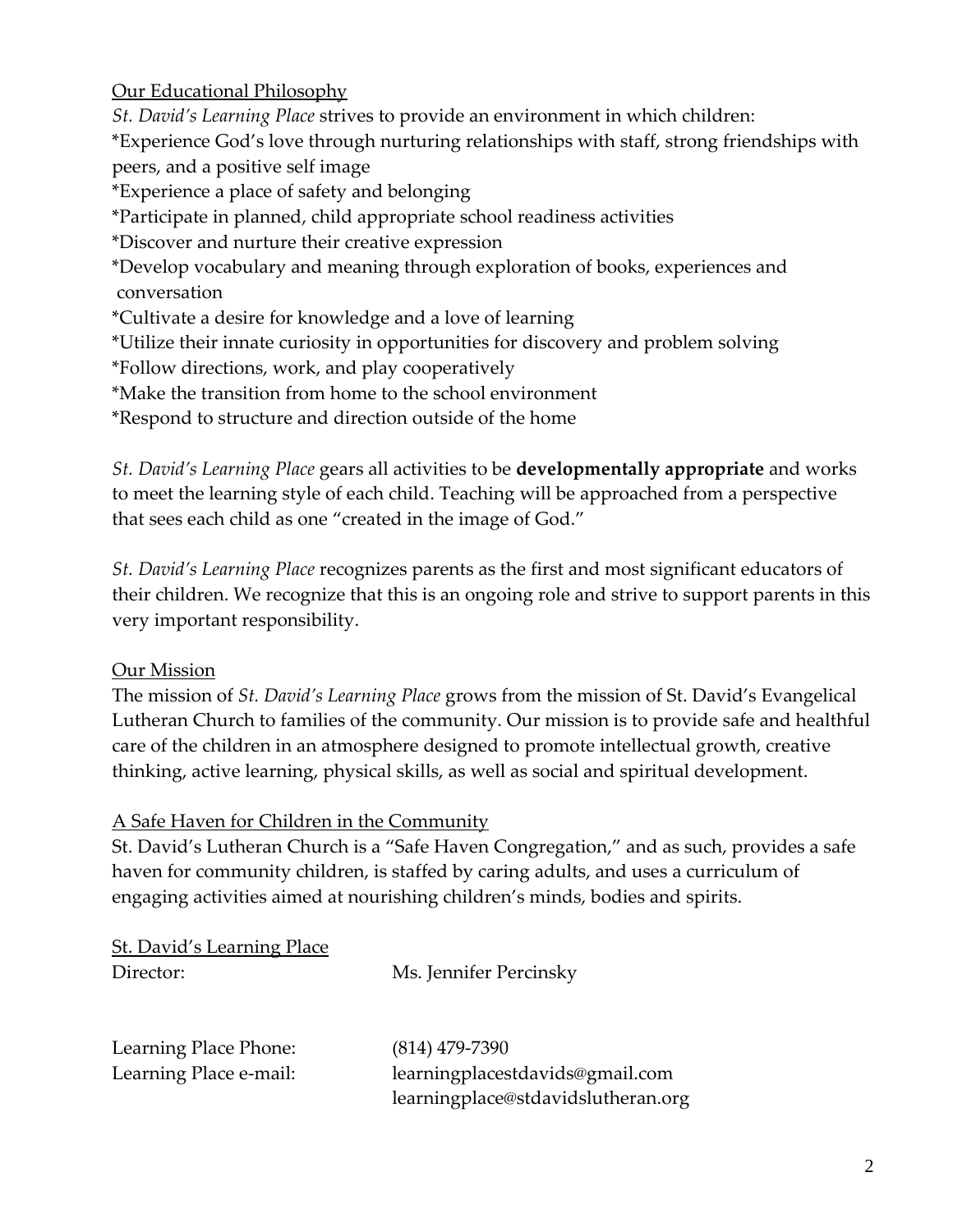## Our Educational Philosophy

*St. David's Learning Place* strives to provide an environment in which children:

*Experience God's love through nurturing relationships with staff, strong friendships with peers, and a positive self image
*Experience a place of safety and belonging
*Participate in planned, child appropriate school readiness activities
*Discover and nurture their creative expression
*Develop vocabulary and meaning through exploration of books, experiences and conversation
*Cultivate a desire for knowledge and a love of learning
*Utilize their innate curiosity in opportunities for discovery and problem solving
*Follow directions, work, and play cooperatively
*Make the transition from home to the school environment
*Respond to structure and direction outside of the home

*St. David's Learning Place* gears all activities to be **developmentally appropriate** and works to meet the learning style of each child. Teaching will be approached from a perspective that sees each child as one "created in the image of God."

*St. David's Learning Place* recognizes parents as the first and most significant educators of their children. We recognize that this is an ongoing role and strive to support parents in this very important responsibility.

## Our Mission

The mission of *St. David's Learning Place* grows from the mission of St. David's Evangelical Lutheran Church to families of the community. Our mission is to provide safe and healthful care of the children in an atmosphere designed to promote intellectual growth, creative thinking, active learning, physical skills, as well as social and spiritual development.

## A Safe Haven for Children in the Community

St. David's Lutheran Church is a "Safe Haven Congregation," and as such, provides a safe haven for community children, is staffed by caring adults, and uses a curriculum of engaging activities aimed at nourishing children's minds, bodies and spirits.

## St. David's Learning Place

Director: Ms. Jennifer Percinsky

Learning Place Phone: (814) 479-7390

Learning Place e-mail: learningplacestdavids@gmail.com
learningplace@stdavidslutheran.org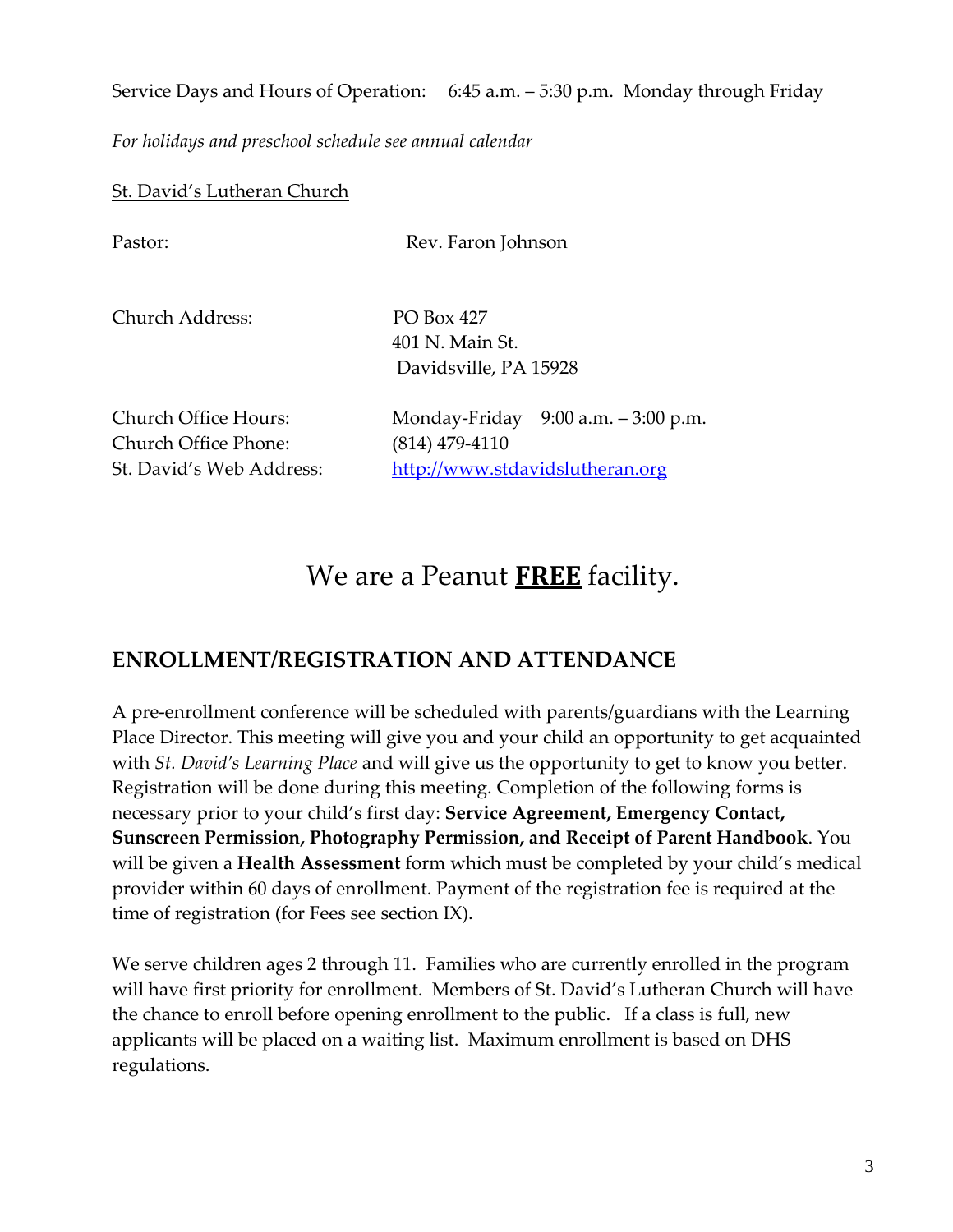Service Days and Hours of Operation: 6:45 a.m. – 5:30 p.m. Monday through Friday

*For holidays and preschool schedule see annual calendar*

St. David's Lutheran Church

Pastor: Rev. Faron Johnson

Church Address: PO Box 427
401 N. Main St.
Davidsville, PA 15928

Church Office Hours: Monday-Friday 9:00 a.m. – 3:00 p.m.
Church Office Phone: (814) 479-4110
St. David's Web Address: http://www.stdavidslutheran.org

We are a Peanut **FREE** facility.

## ENROLLMENT/REGISTRATION AND ATTENDANCE

A pre-enrollment conference will be scheduled with parents/guardians with the Learning Place Director. This meeting will give you and your child an opportunity to get acquainted with *St. David's Learning Place* and will give us the opportunity to get to know you better. Registration will be done during this meeting. Completion of the following forms is necessary prior to your child's first day: **Service Agreement, Emergency Contact, Sunscreen Permission, Photography Permission, and Receipt of Parent Handbook**. You will be given a **Health Assessment** form which must be completed by your child's medical provider within 60 days of enrollment. Payment of the registration fee is required at the time of registration (for Fees see section IX).

We serve children ages 2 through 11. Families who are currently enrolled in the program will have first priority for enrollment. Members of St. David's Lutheran Church will have the chance to enroll before opening enrollment to the public. If a class is full, new applicants will be placed on a waiting list. Maximum enrollment is based on DHS regulations.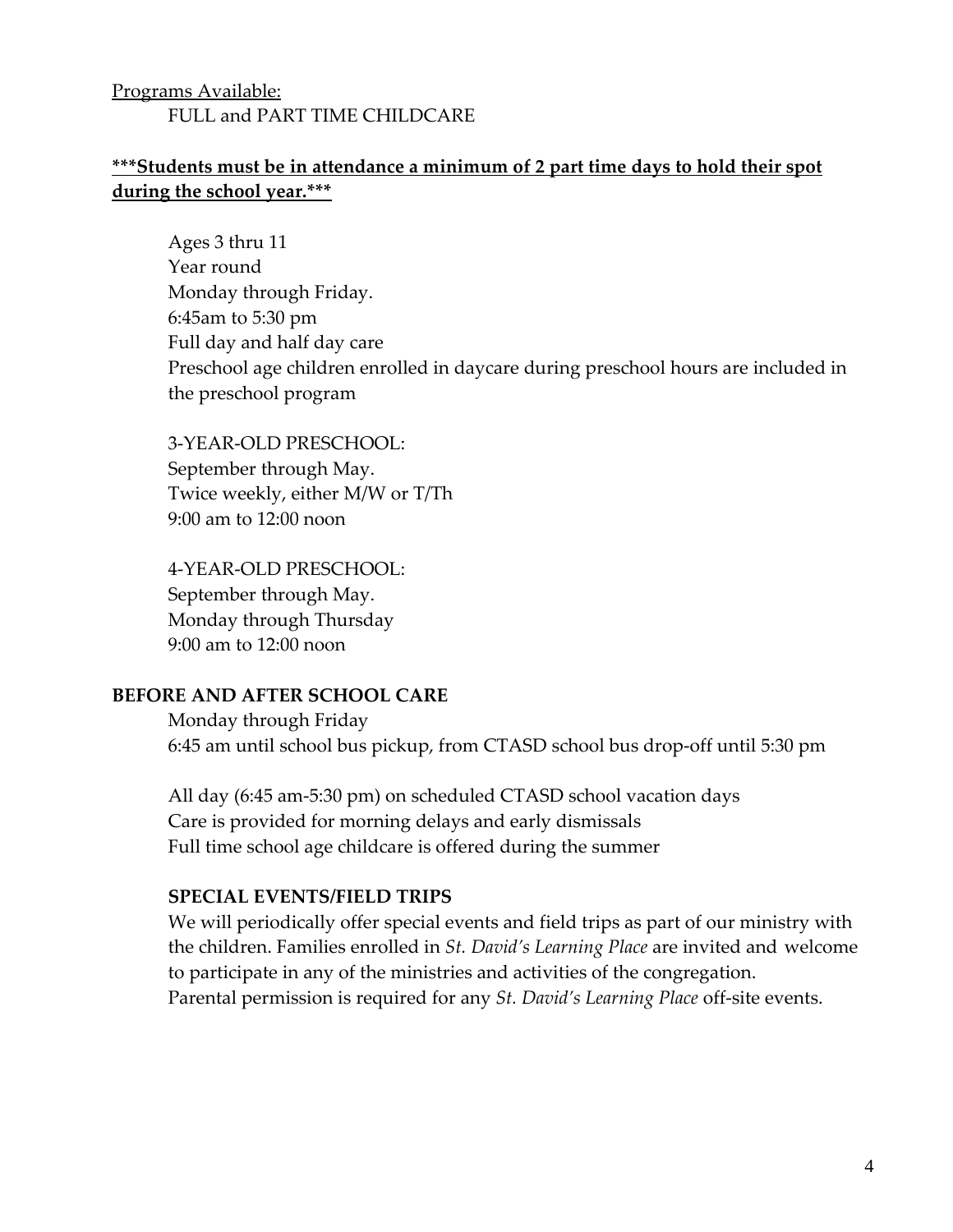Programs Available:

FULL and PART TIME CHILDCARE

**\*\*\*Students must be in attendance a minimum of 2 part time days to hold their spot during the school year.\*\*\***

Ages 3 thru 11
Year round
Monday through Friday.
6:45am to 5:30 pm
Full day and half day care
Preschool age children enrolled in daycare during preschool hours are included in the preschool program

3-YEAR-OLD PRESCHOOL:
September through May.
Twice weekly, either M/W or T/Th
9:00 am to 12:00 noon

4-YEAR-OLD PRESCHOOL:
September through May.
Monday through Thursday
9:00 am to 12:00 noon

**BEFORE AND AFTER SCHOOL CARE**

Monday through Friday
6:45 am until school bus pickup, from CTASD school bus drop-off until 5:30 pm

All day (6:45 am-5:30 pm) on scheduled CTASD school vacation days
Care is provided for morning delays and early dismissals
Full time school age childcare is offered during the summer

**SPECIAL EVENTS/FIELD TRIPS**

We will periodically offer special events and field trips as part of our ministry with the children. Families enrolled in *St. David's Learning Place* are invited and welcome to participate in any of the ministries and activities of the congregation.
Parental permission is required for any *St. David's Learning Place* off-site events.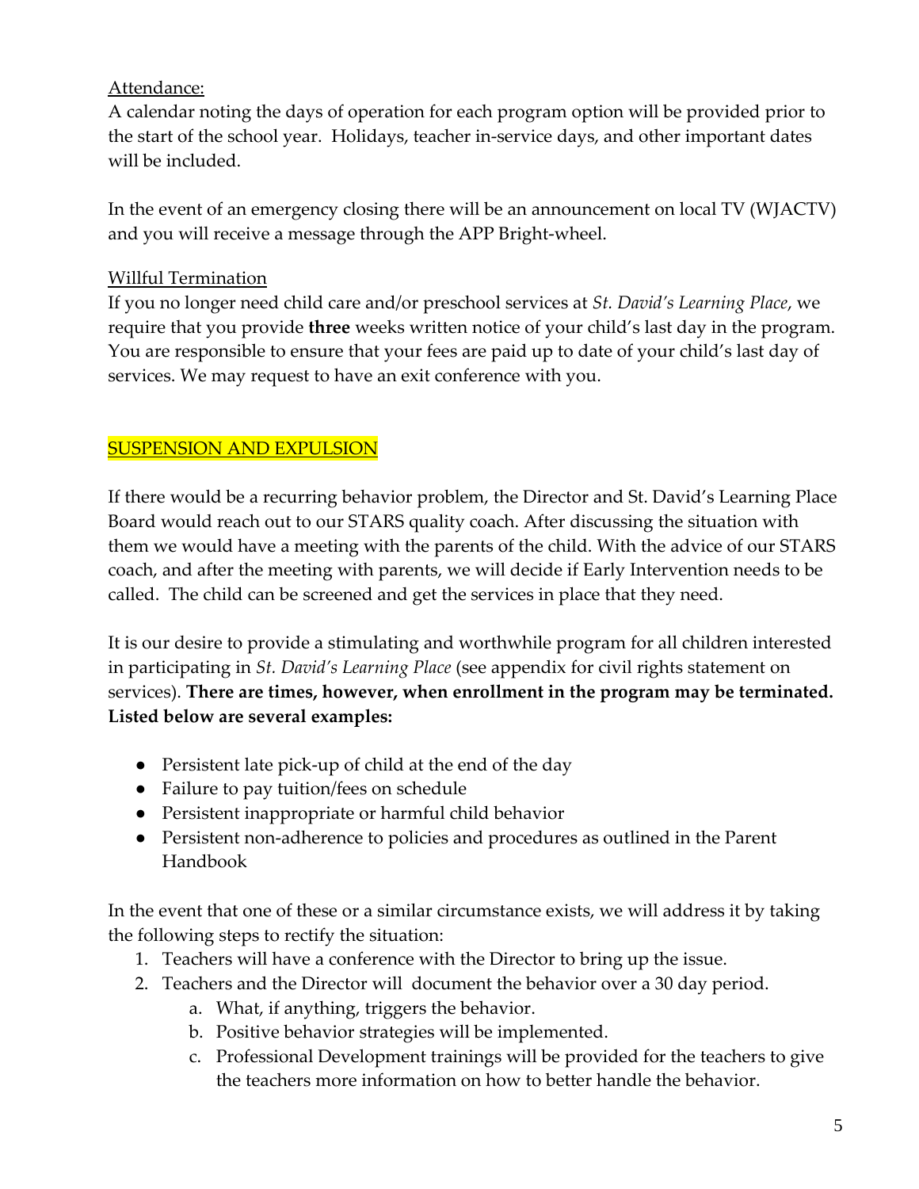Attendance:

A calendar noting the days of operation for each program option will be provided prior to the start of the school year. Holidays, teacher in-service days, and other important dates will be included.

In the event of an emergency closing there will be an announcement on local TV (WJACTV) and you will receive a message through the APP Bright-wheel.

Willful Termination

If you no longer need child care and/or preschool services at *St. David's Learning Place*, we require that you provide **three** weeks written notice of your child's last day in the program. You are responsible to ensure that your fees are paid up to date of your child's last day of services. We may request to have an exit conference with you.

## SUSPENSION AND EXPULSION

If there would be a recurring behavior problem, the Director and St. David's Learning Place Board would reach out to our STARS quality coach. After discussing the situation with them we would have a meeting with the parents of the child. With the advice of our STARS coach, and after the meeting with parents, we will decide if Early Intervention needs to be called. The child can be screened and get the services in place that they need.

It is our desire to provide a stimulating and worthwhile program for all children interested in participating in *St. David's Learning Place* (see appendix for civil rights statement on services). **There are times, however, when enrollment in the program may be terminated. Listed below are several examples:**

- Persistent late pick-up of child at the end of the day
- Failure to pay tuition/fees on schedule
- Persistent inappropriate or harmful child behavior
- Persistent non-adherence to policies and procedures as outlined in the Parent Handbook

In the event that one of these or a similar circumstance exists, we will address it by taking the following steps to rectify the situation:

1. Teachers will have a conference with the Director to bring up the issue.
2. Teachers and the Director will document the behavior over a 30 day period.
   a. What, if anything, triggers the behavior.
   b. Positive behavior strategies will be implemented.
   c. Professional Development trainings will be provided for the teachers to give the teachers more information on how to better handle the behavior.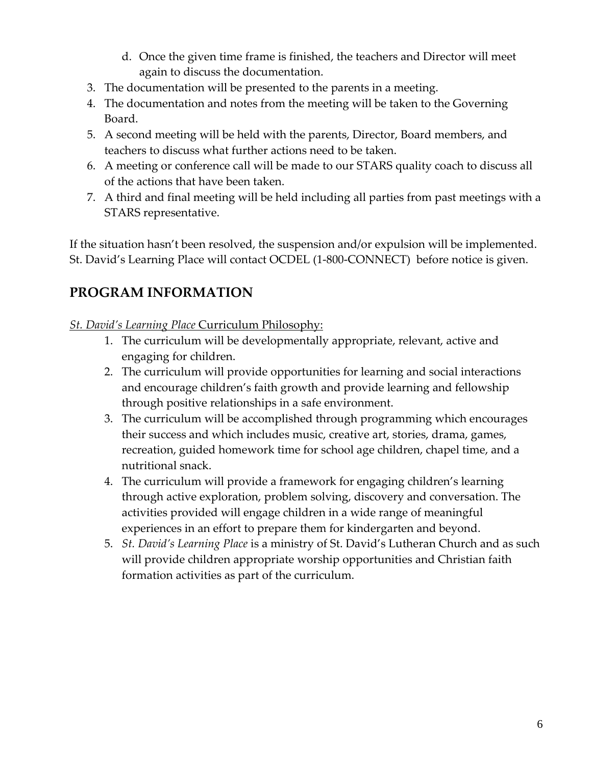d. Once the given time frame is finished, the teachers and Director will meet again to discuss the documentation.

3. The documentation will be presented to the parents in a meeting.
4. The documentation and notes from the meeting will be taken to the Governing Board.
5. A second meeting will be held with the parents, Director, Board members, and teachers to discuss what further actions need to be taken.
6. A meeting or conference call will be made to our STARS quality coach to discuss all of the actions that have been taken.
7. A third and final meeting will be held including all parties from past meetings with a STARS representative.

If the situation hasn't been resolved, the suspension and/or expulsion will be implemented. St. David's Learning Place will contact OCDEL (1-800-CONNECT) before notice is given.

## PROGRAM INFORMATION

<u>*St. David's Learning Place* Curriculum Philosophy:</u>

1. The curriculum will be developmentally appropriate, relevant, active and engaging for children.
2. The curriculum will provide opportunities for learning and social interactions and encourage children's faith growth and provide learning and fellowship through positive relationships in a safe environment.
3. The curriculum will be accomplished through programming which encourages their success and which includes music, creative art, stories, drama, games, recreation, guided homework time for school age children, chapel time, and a nutritional snack.
4. The curriculum will provide a framework for engaging children's learning through active exploration, problem solving, discovery and conversation. The activities provided will engage children in a wide range of meaningful experiences in an effort to prepare them for kindergarten and beyond.
5. *St. David's Learning Place* is a ministry of St. David's Lutheran Church and as such will provide children appropriate worship opportunities and Christian faith formation activities as part of the curriculum.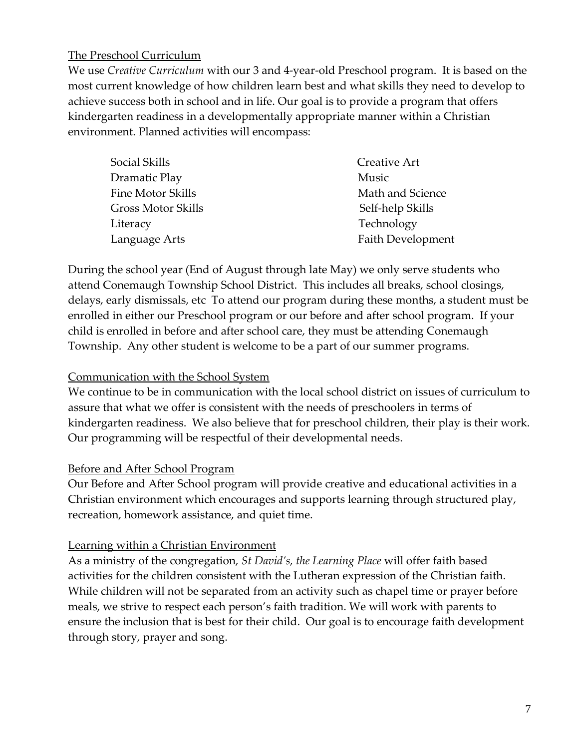## The Preschool Curriculum

We use *Creative Curriculum* with our 3 and 4-year-old Preschool program. It is based on the most current knowledge of how children learn best and what skills they need to develop to achieve success both in school and in life. Our goal is to provide a program that offers kindergarten readiness in a developmentally appropriate manner within a Christian environment. Planned activities will encompass:

- Social Skills
- Dramatic Play
- Fine Motor Skills
- Gross Motor Skills
- Literacy
- Language Arts
- Creative Art
- Music
- Math and Science
- Self-help Skills
- Technology
- Faith Development

During the school year (End of August through late May) we only serve students who attend Conemaugh Township School District. This includes all breaks, school closings, delays, early dismissals, etc To attend our program during these months, a student must be enrolled in either our Preschool program or our before and after school program. If your child is enrolled in before and after school care, they must be attending Conemaugh Township. Any other student is welcome to be a part of our summer programs.

## Communication with the School System

We continue to be in communication with the local school district on issues of curriculum to assure that what we offer is consistent with the needs of preschoolers in terms of kindergarten readiness. We also believe that for preschool children, their play is their work. Our programming will be respectful of their developmental needs.

## Before and After School Program

Our Before and After School program will provide creative and educational activities in a Christian environment which encourages and supports learning through structured play, recreation, homework assistance, and quiet time.

## Learning within a Christian Environment

As a ministry of the congregation, *St David's, the Learning Place* will offer faith based activities for the children consistent with the Lutheran expression of the Christian faith. While children will not be separated from an activity such as chapel time or prayer before meals, we strive to respect each person's faith tradition. We will work with parents to ensure the inclusion that is best for their child. Our goal is to encourage faith development through story, prayer and song.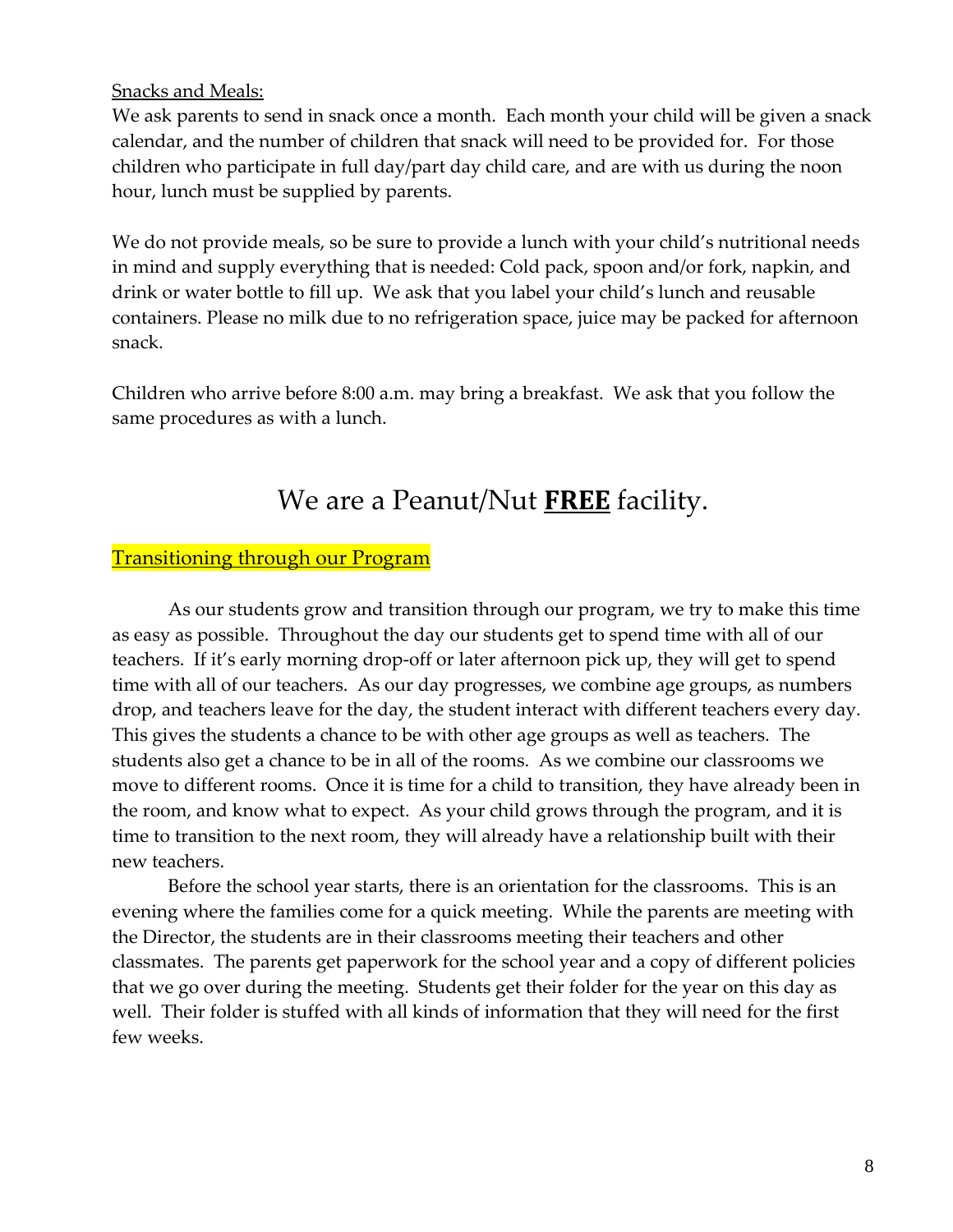Snacks and Meals:

We ask parents to send in snack once a month. Each month your child will be given a snack calendar, and the number of children that snack will need to be provided for. For those children who participate in full day/part day child care, and are with us during the noon hour, lunch must be supplied by parents.

We do not provide meals, so be sure to provide a lunch with your child's nutritional needs in mind and supply everything that is needed: Cold pack, spoon and/or fork, napkin, and drink or water bottle to fill up. We ask that you label your child's lunch and reusable containers. Please no milk due to no refrigeration space, juice may be packed for afternoon snack.

Children who arrive before 8:00 a.m. may bring a breakfast. We ask that you follow the same procedures as with a lunch.

# We are a Peanut/Nut **FREE** facility.

## Transitioning through our Program

As our students grow and transition through our program, we try to make this time as easy as possible. Throughout the day our students get to spend time with all of our teachers. If it's early morning drop-off or later afternoon pick up, they will get to spend time with all of our teachers. As our day progresses, we combine age groups, as numbers drop, and teachers leave for the day, the student interact with different teachers every day. This gives the students a chance to be with other age groups as well as teachers. The students also get a chance to be in all of the rooms. As we combine our classrooms we move to different rooms. Once it is time for a child to transition, they have already been in the room, and know what to expect. As your child grows through the program, and it is time to transition to the next room, they will already have a relationship built with their new teachers.

Before the school year starts, there is an orientation for the classrooms. This is an evening where the families come for a quick meeting. While the parents are meeting with the Director, the students are in their classrooms meeting their teachers and other classmates. The parents get paperwork for the school year and a copy of different policies that we go over during the meeting. Students get their folder for the year on this day as well. Their folder is stuffed with all kinds of information that they will need for the first few weeks.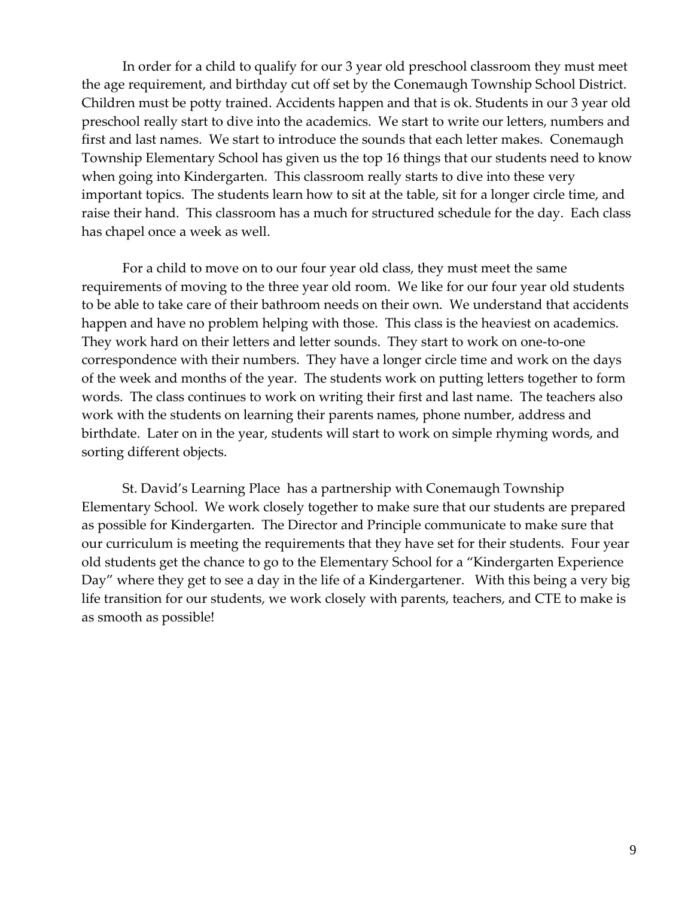In order for a child to qualify for our 3 year old preschool classroom they must meet the age requirement, and birthday cut off set by the Conemaugh Township School District. Children must be potty trained. Accidents happen and that is ok. Students in our 3 year old preschool really start to dive into the academics. We start to write our letters, numbers and first and last names. We start to introduce the sounds that each letter makes. Conemaugh Township Elementary School has given us the top 16 things that our students need to know when going into Kindergarten. This classroom really starts to dive into these very important topics. The students learn how to sit at the table, sit for a longer circle time, and raise their hand. This classroom has a much for structured schedule for the day. Each class has chapel once a week as well.

For a child to move on to our four year old class, they must meet the same requirements of moving to the three year old room. We like for our four year old students to be able to take care of their bathroom needs on their own. We understand that accidents happen and have no problem helping with those. This class is the heaviest on academics. They work hard on their letters and letter sounds. They start to work on one-to-one correspondence with their numbers. They have a longer circle time and work on the days of the week and months of the year. The students work on putting letters together to form words. The class continues to work on writing their first and last name. The teachers also work with the students on learning their parents names, phone number, address and birthdate. Later on in the year, students will start to work on simple rhyming words, and sorting different objects.

St. David's Learning Place has a partnership with Conemaugh Township Elementary School. We work closely together to make sure that our students are prepared as possible for Kindergarten. The Director and Principle communicate to make sure that our curriculum is meeting the requirements that they have set for their students. Four year old students get the chance to go to the Elementary School for a "Kindergarten Experience Day" where they get to see a day in the life of a Kindergartener. With this being a very big life transition for our students, we work closely with parents, teachers, and CTE to make is as smooth as possible!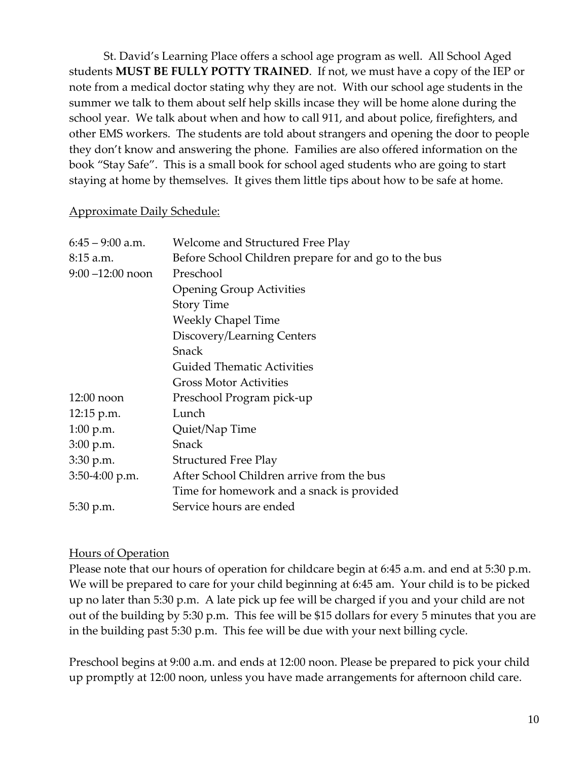St. David's Learning Place offers a school age program as well. All School Aged students **MUST BE FULLY POTTY TRAINED**. If not, we must have a copy of the IEP or note from a medical doctor stating why they are not. With our school age students in the summer we talk to them about self help skills incase they will be home alone during the school year. We talk about when and how to call 911, and about police, firefighters, and other EMS workers. The students are told about strangers and opening the door to people they don't know and answering the phone. Families are also offered information on the book "Stay Safe". This is a small book for school aged students who are going to start staying at home by themselves. It gives them little tips about how to be safe at home.

Approximate Daily Schedule:

| | |
|---|---|
| 6:45 – 9:00 a.m. | Welcome and Structured Free Play |
| 8:15 a.m. | Before School Children prepare for and go to the bus |
| 9:00 –12:00 noon | Preschool |
| | Opening Group Activities |
| | Story Time |
| | Weekly Chapel Time |
| | Discovery/Learning Centers |
| | Snack |
| | Guided Thematic Activities |
| | Gross Motor Activities |
| 12:00 noon | Preschool Program pick-up |
| 12:15 p.m. | Lunch |
| 1:00 p.m. | Quiet/Nap Time |
| 3:00 p.m. | Snack |
| 3:30 p.m. | Structured Free Play |
| 3:50-4:00 p.m. | After School Children arrive from the bus |
| | Time for homework and a snack is provided |
| 5:30 p.m. | Service hours are ended |

Hours of Operation

Please note that our hours of operation for childcare begin at 6:45 a.m. and end at 5:30 p.m. We will be prepared to care for your child beginning at 6:45 am. Your child is to be picked up no later than 5:30 p.m. A late pick up fee will be charged if you and your child are not out of the building by 5:30 p.m. This fee will be $15 dollars for every 5 minutes that you are in the building past 5:30 p.m. This fee will be due with your next billing cycle.

Preschool begins at 9:00 a.m. and ends at 12:00 noon. Please be prepared to pick your child up promptly at 12:00 noon, unless you have made arrangements for afternoon child care.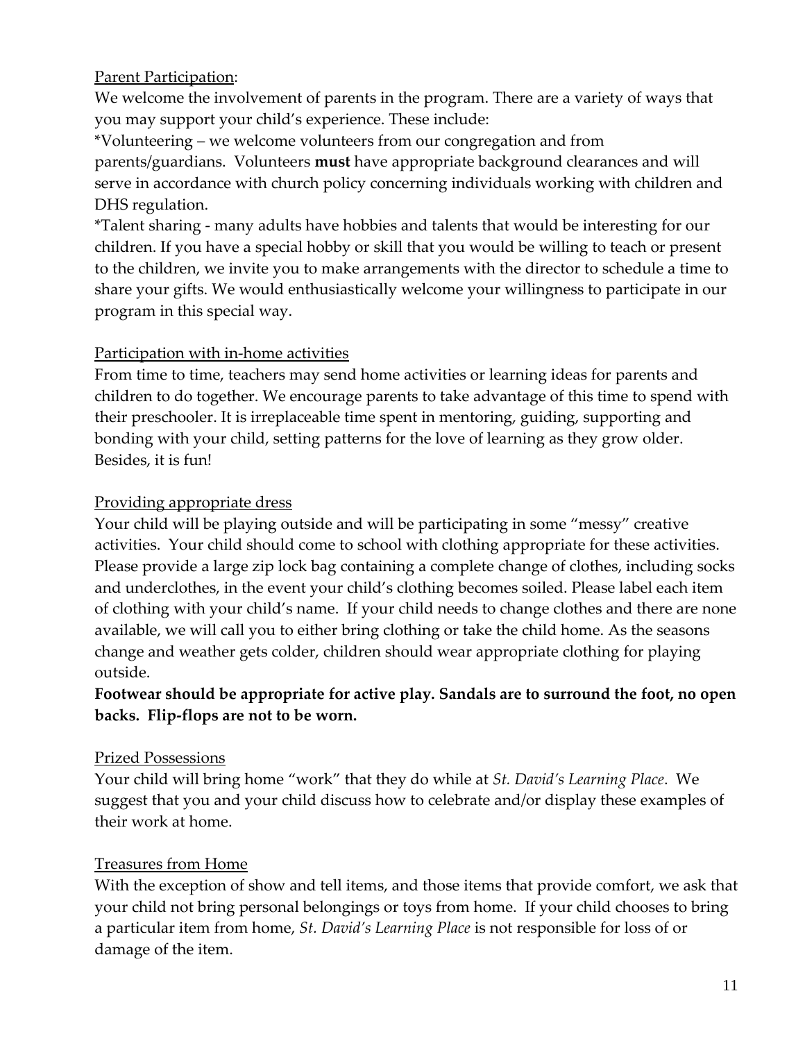Parent Participation:

We welcome the involvement of parents in the program. There are a variety of ways that you may support your child's experience. These include:

*Volunteering – we welcome volunteers from our congregation and from parents/guardians. Volunteers **must** have appropriate background clearances and will serve in accordance with church policy concerning individuals working with children and DHS regulation.

*Talent sharing - many adults have hobbies and talents that would be interesting for our children. If you have a special hobby or skill that you would be willing to teach or present to the children, we invite you to make arrangements with the director to schedule a time to share your gifts. We would enthusiastically welcome your willingness to participate in our program in this special way.

Participation with in-home activities

From time to time, teachers may send home activities or learning ideas for parents and children to do together. We encourage parents to take advantage of this time to spend with their preschooler. It is irreplaceable time spent in mentoring, guiding, supporting and bonding with your child, setting patterns for the love of learning as they grow older. Besides, it is fun!

Providing appropriate dress

Your child will be playing outside and will be participating in some "messy" creative activities. Your child should come to school with clothing appropriate for these activities. Please provide a large zip lock bag containing a complete change of clothes, including socks and underclothes, in the event your child's clothing becomes soiled. Please label each item of clothing with your child's name. If your child needs to change clothes and there are none available, we will call you to either bring clothing or take the child home. As the seasons change and weather gets colder, children should wear appropriate clothing for playing outside.

**Footwear should be appropriate for active play. Sandals are to surround the foot, no open backs. Flip-flops are not to be worn.**

Prized Possessions

Your child will bring home "work" that they do while at *St. David's Learning Place*. We suggest that you and your child discuss how to celebrate and/or display these examples of their work at home.

Treasures from Home

With the exception of show and tell items, and those items that provide comfort, we ask that your child not bring personal belongings or toys from home. If your child chooses to bring a particular item from home, *St. David's Learning Place* is not responsible for loss of or damage of the item.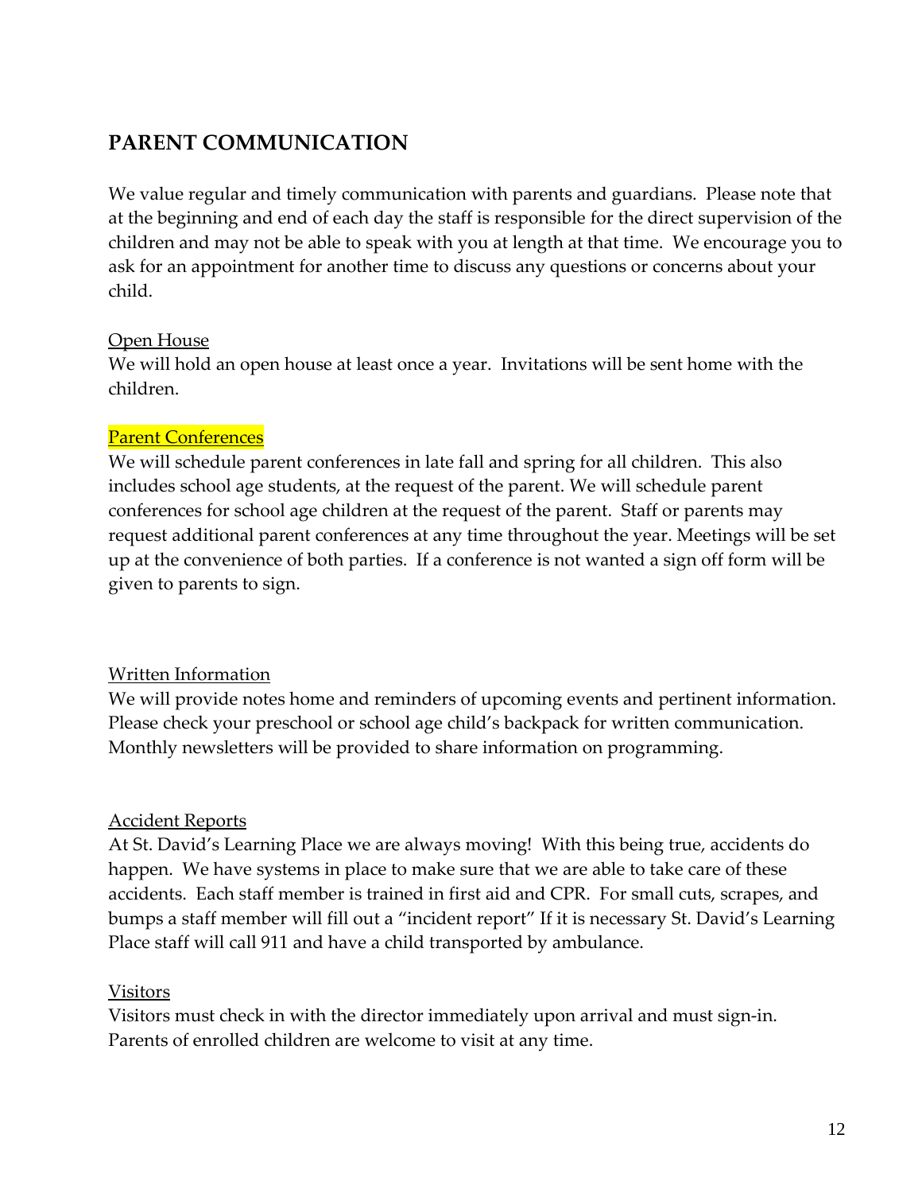## PARENT COMMUNICATION

We value regular and timely communication with parents and guardians. Please note that at the beginning and end of each day the staff is responsible for the direct supervision of the children and may not be able to speak with you at length at that time. We encourage you to ask for an appointment for another time to discuss any questions or concerns about your child.

### Open House

We will hold an open house at least once a year. Invitations will be sent home with the children.

### Parent Conferences

We will schedule parent conferences in late fall and spring for all children. This also includes school age students, at the request of the parent. We will schedule parent conferences for school age children at the request of the parent. Staff or parents may request additional parent conferences at any time throughout the year. Meetings will be set up at the convenience of both parties. If a conference is not wanted a sign off form will be given to parents to sign.

### Written Information

We will provide notes home and reminders of upcoming events and pertinent information. Please check your preschool or school age child's backpack for written communication. Monthly newsletters will be provided to share information on programming.

### Accident Reports

At St. David's Learning Place we are always moving! With this being true, accidents do happen. We have systems in place to make sure that we are able to take care of these accidents. Each staff member is trained in first aid and CPR. For small cuts, scrapes, and bumps a staff member will fill out a "incident report" If it is necessary St. David's Learning Place staff will call 911 and have a child transported by ambulance.

### Visitors

Visitors must check in with the director immediately upon arrival and must sign-in. Parents of enrolled children are welcome to visit at any time.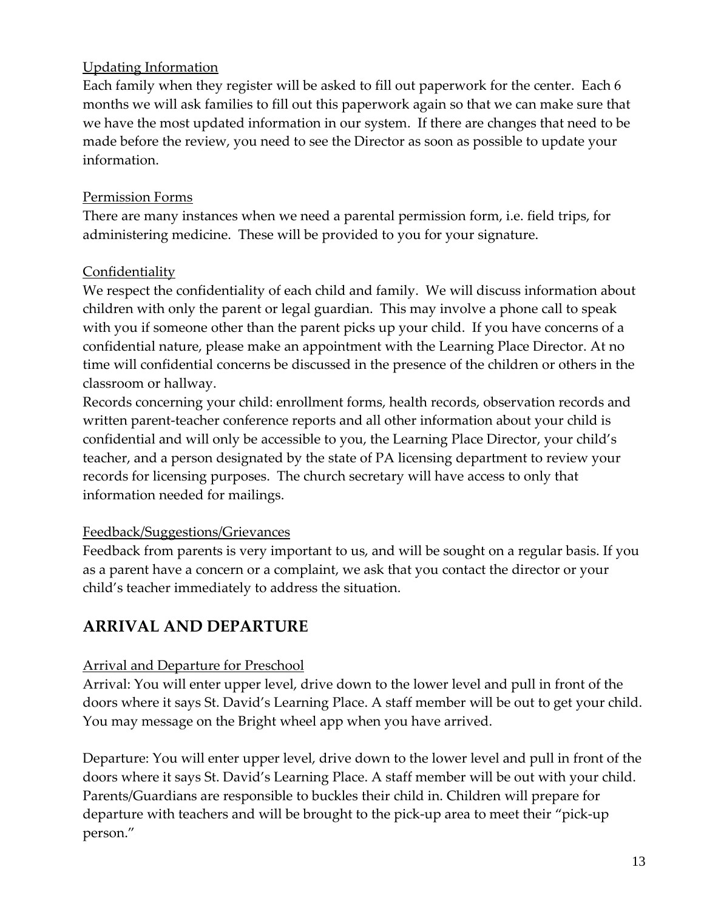Updating Information

Each family when they register will be asked to fill out paperwork for the center. Each 6 months we will ask families to fill out this paperwork again so that we can make sure that we have the most updated information in our system. If there are changes that need to be made before the review, you need to see the Director as soon as possible to update your information.

Permission Forms

There are many instances when we need a parental permission form, i.e. field trips, for administering medicine. These will be provided to you for your signature.

Confidentiality

We respect the confidentiality of each child and family. We will discuss information about children with only the parent or legal guardian. This may involve a phone call to speak with you if someone other than the parent picks up your child. If you have concerns of a confidential nature, please make an appointment with the Learning Place Director. At no time will confidential concerns be discussed in the presence of the children or others in the classroom or hallway.

Records concerning your child: enrollment forms, health records, observation records and written parent-teacher conference reports and all other information about your child is confidential and will only be accessible to you, the Learning Place Director, your child's teacher, and a person designated by the state of PA licensing department to review your records for licensing purposes. The church secretary will have access to only that information needed for mailings.

Feedback/Suggestions/Grievances

Feedback from parents is very important to us, and will be sought on a regular basis. If you as a parent have a concern or a complaint, we ask that you contact the director or your child's teacher immediately to address the situation.

## ARRIVAL AND DEPARTURE

Arrival and Departure for Preschool

Arrival: You will enter upper level, drive down to the lower level and pull in front of the doors where it says St. David's Learning Place. A staff member will be out to get your child. You may message on the Bright wheel app when you have arrived.

Departure: You will enter upper level, drive down to the lower level and pull in front of the doors where it says St. David's Learning Place. A staff member will be out with your child. Parents/Guardians are responsible to buckles their child in. Children will prepare for departure with teachers and will be brought to the pick-up area to meet their "pick-up person."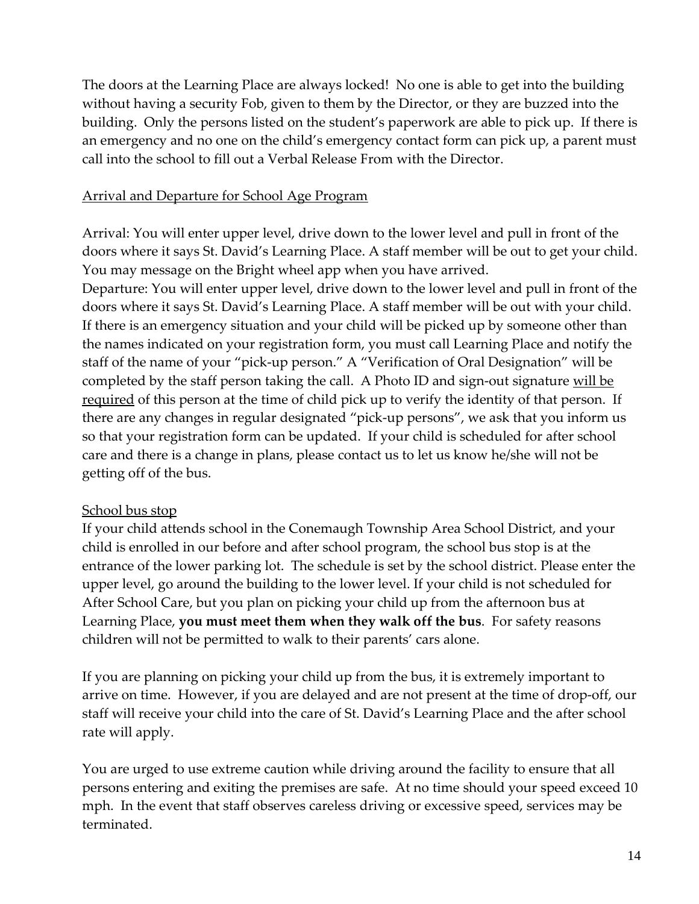The doors at the Learning Place are always locked! No one is able to get into the building without having a security Fob, given to them by the Director, or they are buzzed into the building. Only the persons listed on the student's paperwork are able to pick up. If there is an emergency and no one on the child's emergency contact form can pick up, a parent must call into the school to fill out a Verbal Release From with the Director.

<u>Arrival and Departure for School Age Program</u>

Arrival: You will enter upper level, drive down to the lower level and pull in front of the doors where it says St. David's Learning Place. A staff member will be out to get your child. You may message on the Bright wheel app when you have arrived.

Departure: You will enter upper level, drive down to the lower level and pull in front of the doors where it says St. David's Learning Place. A staff member will be out with your child. If there is an emergency situation and your child will be picked up by someone other than the names indicated on your registration form, you must call Learning Place and notify the staff of the name of your "pick-up person." A "Verification of Oral Designation" will be completed by the staff person taking the call. A Photo ID and sign-out signature <u>will be required</u> of this person at the time of child pick up to verify the identity of that person. If there are any changes in regular designated "pick-up persons", we ask that you inform us so that your registration form can be updated. If your child is scheduled for after school care and there is a change in plans, please contact us to let us know he/she will not be getting off of the bus.

<u>School bus stop</u>

If your child attends school in the Conemaugh Township Area School District, and your child is enrolled in our before and after school program, the school bus stop is at the entrance of the lower parking lot. The schedule is set by the school district. Please enter the upper level, go around the building to the lower level. If your child is not scheduled for After School Care, but you plan on picking your child up from the afternoon bus at Learning Place, **you must meet them when they walk off the bus**. For safety reasons children will not be permitted to walk to their parents' cars alone.

If you are planning on picking your child up from the bus, it is extremely important to arrive on time. However, if you are delayed and are not present at the time of drop-off, our staff will receive your child into the care of St. David's Learning Place and the after school rate will apply.

You are urged to use extreme caution while driving around the facility to ensure that all persons entering and exiting the premises are safe. At no time should your speed exceed 10 mph. In the event that staff observes careless driving or excessive speed, services may be terminated.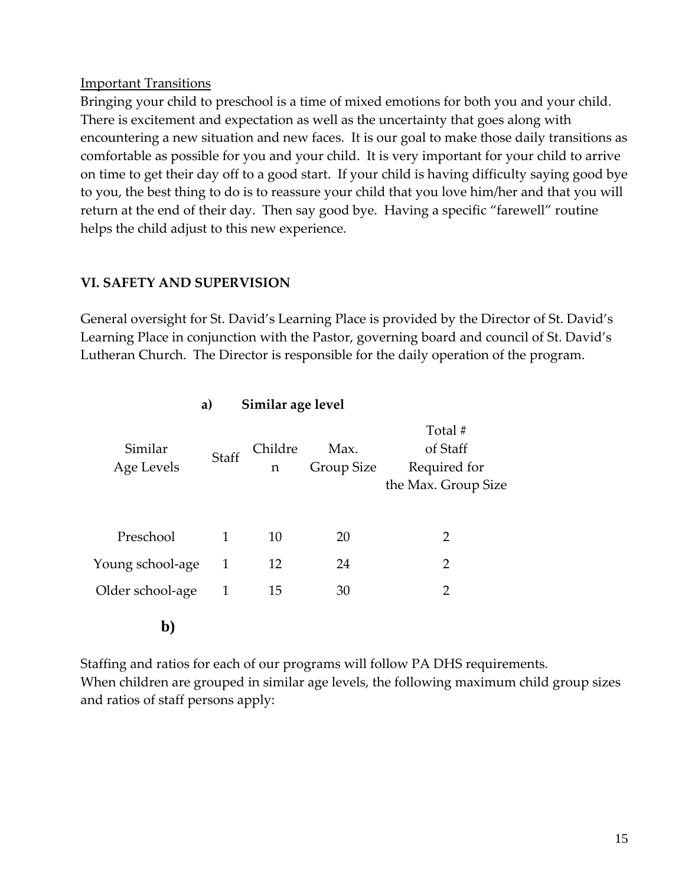<u>Important Transitions</u>
Bringing your child to preschool is a time of mixed emotions for both you and your child. There is excitement and expectation as well as the uncertainty that goes along with encountering a new situation and new faces. It is our goal to make those daily transitions as comfortable as possible for you and your child. It is very important for your child to arrive on time to get their day off to a good start. If your child is having difficulty saying good bye to you, the best thing to do is to reassure your child that you love him/her and that you will return at the end of their day. Then say good bye. Having a specific "farewell" routine helps the child adjust to this new experience.

## VI. SAFETY AND SUPERVISION

General oversight for St. David's Learning Place is provided by the Director of St. David's Learning Place in conjunction with the Pastor, governing board and council of St. David's Lutheran Church. The Director is responsible for the daily operation of the program.

**a) Similar age level**

| Similar Age Levels | Staff | Children | Max. Group Size | Total # of Staff Required for the Max. Group Size |
|---|---|---|---|---|
| Preschool | 1 | 10 | 20 | 2 |
| Young school-age | 1 | 12 | 24 | 2 |
| Older school-age | 1 | 15 | 30 | 2 |

**b)**

Staffing and ratios for each of our programs will follow PA DHS requirements.
When children are grouped in similar age levels, the following maximum child group sizes and ratios of staff persons apply: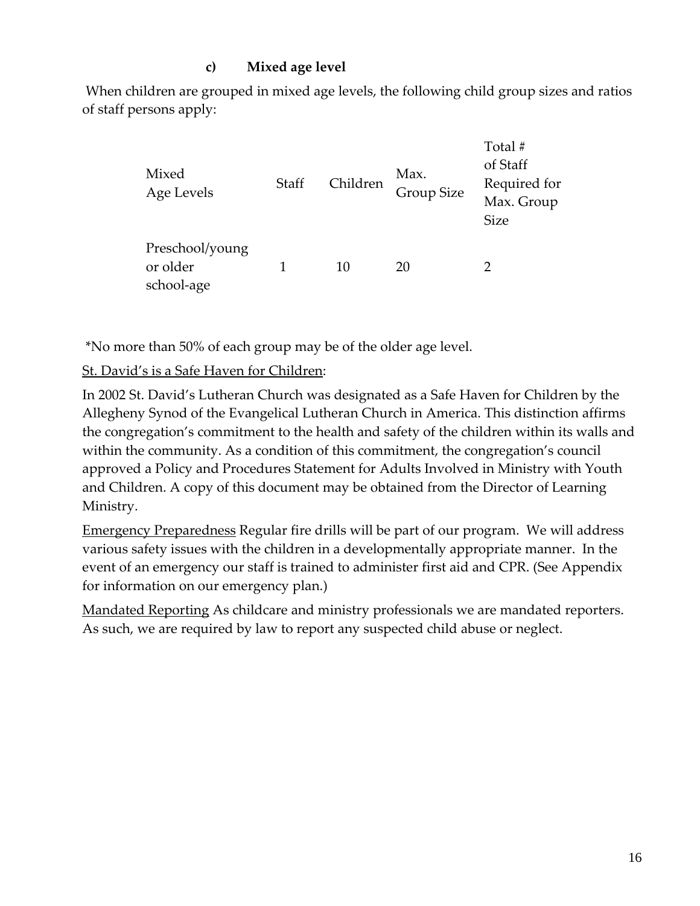### c) Mixed age level

When children are grouped in mixed age levels, the following child group sizes and ratios of staff persons apply:

| Mixed Age Levels | Staff | Children | Max. Group Size | Total # of Staff Required for Max. Group Size |
|---|---|---|---|---|
| Preschool/young or older school-age | 1 | 10 | 20 | 2 |

*No more than 50% of each group may be of the older age level.

<u>St. David's is a Safe Haven for Children</u>:

In 2002 St. David's Lutheran Church was designated as a Safe Haven for Children by the Allegheny Synod of the Evangelical Lutheran Church in America. This distinction affirms the congregation's commitment to the health and safety of the children within its walls and within the community. As a condition of this commitment, the congregation's council approved a Policy and Procedures Statement for Adults Involved in Ministry with Youth and Children. A copy of this document may be obtained from the Director of Learning Ministry.

<u>Emergency Preparedness</u> Regular fire drills will be part of our program. We will address various safety issues with the children in a developmentally appropriate manner. In the event of an emergency our staff is trained to administer first aid and CPR. (See Appendix for information on our emergency plan.)

<u>Mandated Reporting</u> As childcare and ministry professionals we are mandated reporters. As such, we are required by law to report any suspected child abuse or neglect.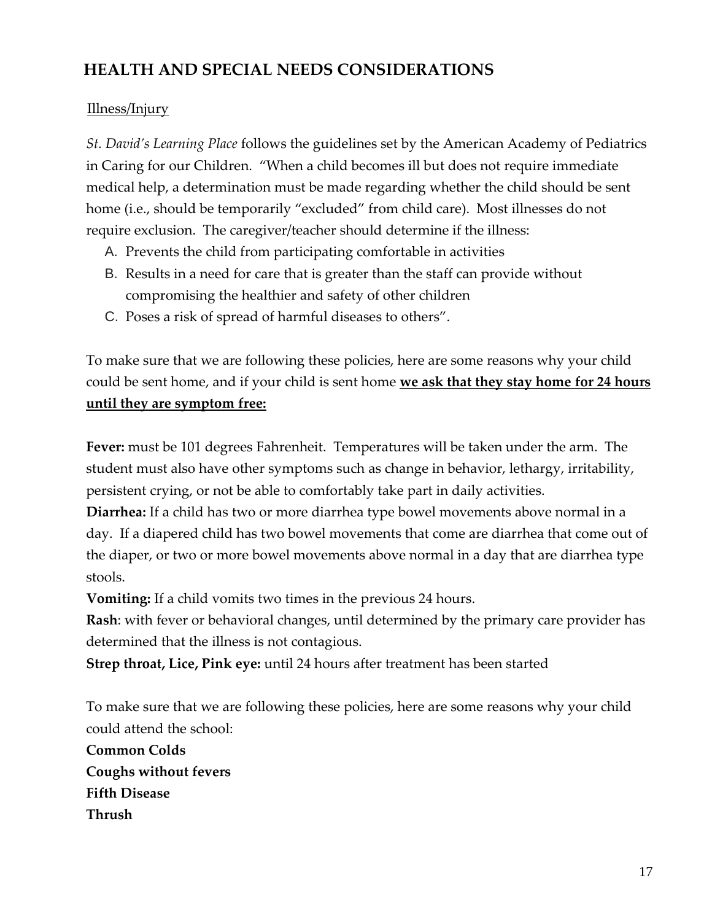## HEALTH AND SPECIAL NEEDS CONSIDERATIONS

<u>Illness/Injury</u>

*St. David's Learning Place* follows the guidelines set by the American Academy of Pediatrics in Caring for our Children. "When a child becomes ill but does not require immediate medical help, a determination must be made regarding whether the child should be sent home (i.e., should be temporarily "excluded" from child care). Most illnesses do not require exclusion. The caregiver/teacher should determine if the illness:

A. Prevents the child from participating comfortable in activities
B. Results in a need for care that is greater than the staff can provide without compromising the healthier and safety of other children
C. Poses a risk of spread of harmful diseases to others".

To make sure that we are following these policies, here are some reasons why your child could be sent home, and if your child is sent home **<u>we ask that they stay home for 24 hours until they are symptom free:</u>**

**Fever:** must be 101 degrees Fahrenheit. Temperatures will be taken under the arm. The student must also have other symptoms such as change in behavior, lethargy, irritability, persistent crying, or not be able to comfortably take part in daily activities.
**Diarrhea:** If a child has two or more diarrhea type bowel movements above normal in a day. If a diapered child has two bowel movements that come are diarrhea that come out of the diaper, or two or more bowel movements above normal in a day that are diarrhea type stools.
**Vomiting:** If a child vomits two times in the previous 24 hours.
**Rash**: with fever or behavioral changes, until determined by the primary care provider has determined that the illness is not contagious.
**Strep throat, Lice, Pink eye:** until 24 hours after treatment has been started

To make sure that we are following these policies, here are some reasons why your child could attend the school:
**Common Colds**
**Coughs without fevers**
**Fifth Disease**
**Thrush**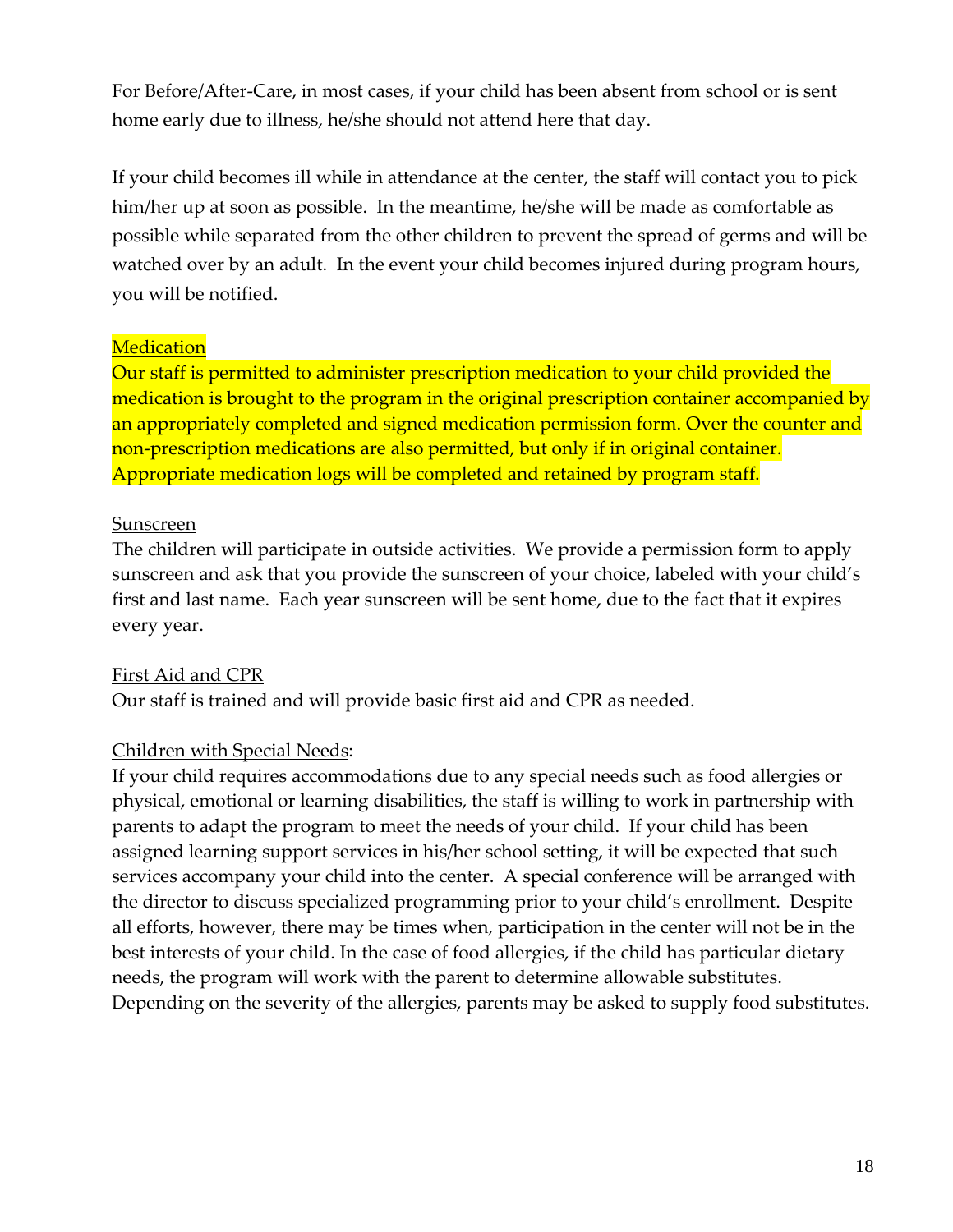For Before/After-Care, in most cases, if your child has been absent from school or is sent home early due to illness, he/she should not attend here that day.

If your child becomes ill while in attendance at the center, the staff will contact you to pick him/her up at soon as possible. In the meantime, he/she will be made as comfortable as possible while separated from the other children to prevent the spread of germs and will be watched over by an adult. In the event your child becomes injured during program hours, you will be notified.

### Medication

Our staff is permitted to administer prescription medication to your child provided the medication is brought to the program in the original prescription container accompanied by an appropriately completed and signed medication permission form. Over the counter and non-prescription medications are also permitted, but only if in original container. Appropriate medication logs will be completed and retained by program staff.

### Sunscreen

The children will participate in outside activities. We provide a permission form to apply sunscreen and ask that you provide the sunscreen of your choice, labeled with your child's first and last name. Each year sunscreen will be sent home, due to the fact that it expires every year.

### First Aid and CPR

Our staff is trained and will provide basic first aid and CPR as needed.

### Children with Special Needs:

If your child requires accommodations due to any special needs such as food allergies or physical, emotional or learning disabilities, the staff is willing to work in partnership with parents to adapt the program to meet the needs of your child. If your child has been assigned learning support services in his/her school setting, it will be expected that such services accompany your child into the center. A special conference will be arranged with the director to discuss specialized programming prior to your child's enrollment. Despite all efforts, however, there may be times when, participation in the center will not be in the best interests of your child. In the case of food allergies, if the child has particular dietary needs, the program will work with the parent to determine allowable substitutes. Depending on the severity of the allergies, parents may be asked to supply food substitutes.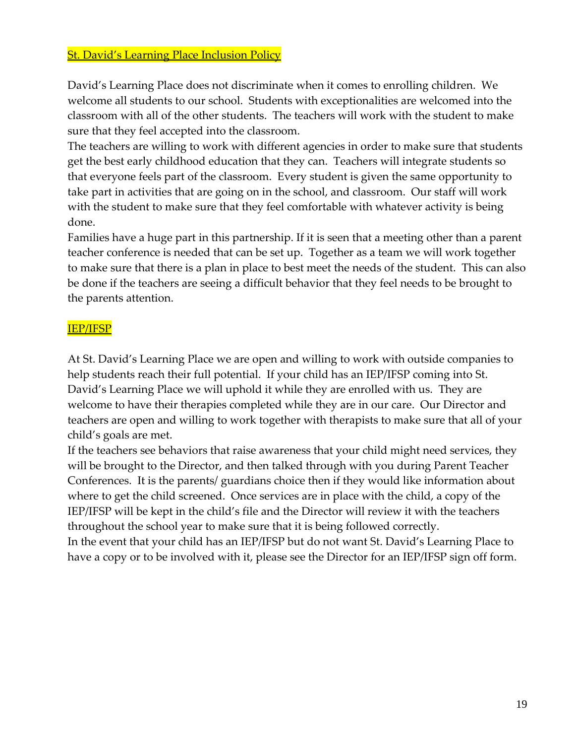## St. David's Learning Place Inclusion Policy

David's Learning Place does not discriminate when it comes to enrolling children. We welcome all students to our school. Students with exceptionalities are welcomed into the classroom with all of the other students. The teachers will work with the student to make sure that they feel accepted into the classroom.

The teachers are willing to work with different agencies in order to make sure that students get the best early childhood education that they can. Teachers will integrate students so that everyone feels part of the classroom. Every student is given the same opportunity to take part in activities that are going on in the school, and classroom. Our staff will work with the student to make sure that they feel comfortable with whatever activity is being done.

Families have a huge part in this partnership. If it is seen that a meeting other than a parent teacher conference is needed that can be set up. Together as a team we will work together to make sure that there is a plan in place to best meet the needs of the student. This can also be done if the teachers are seeing a difficult behavior that they feel needs to be brought to the parents attention.

## IEP/IFSP

At St. David's Learning Place we are open and willing to work with outside companies to help students reach their full potential. If your child has an IEP/IFSP coming into St. David's Learning Place we will uphold it while they are enrolled with us. They are welcome to have their therapies completed while they are in our care. Our Director and teachers are open and willing to work together with therapists to make sure that all of your child's goals are met.

If the teachers see behaviors that raise awareness that your child might need services, they will be brought to the Director, and then talked through with you during Parent Teacher Conferences. It is the parents/ guardians choice then if they would like information about where to get the child screened. Once services are in place with the child, a copy of the IEP/IFSP will be kept in the child's file and the Director will review it with the teachers throughout the school year to make sure that it is being followed correctly.

In the event that your child has an IEP/IFSP but do not want St. David's Learning Place to have a copy or to be involved with it, please see the Director for an IEP/IFSP sign off form.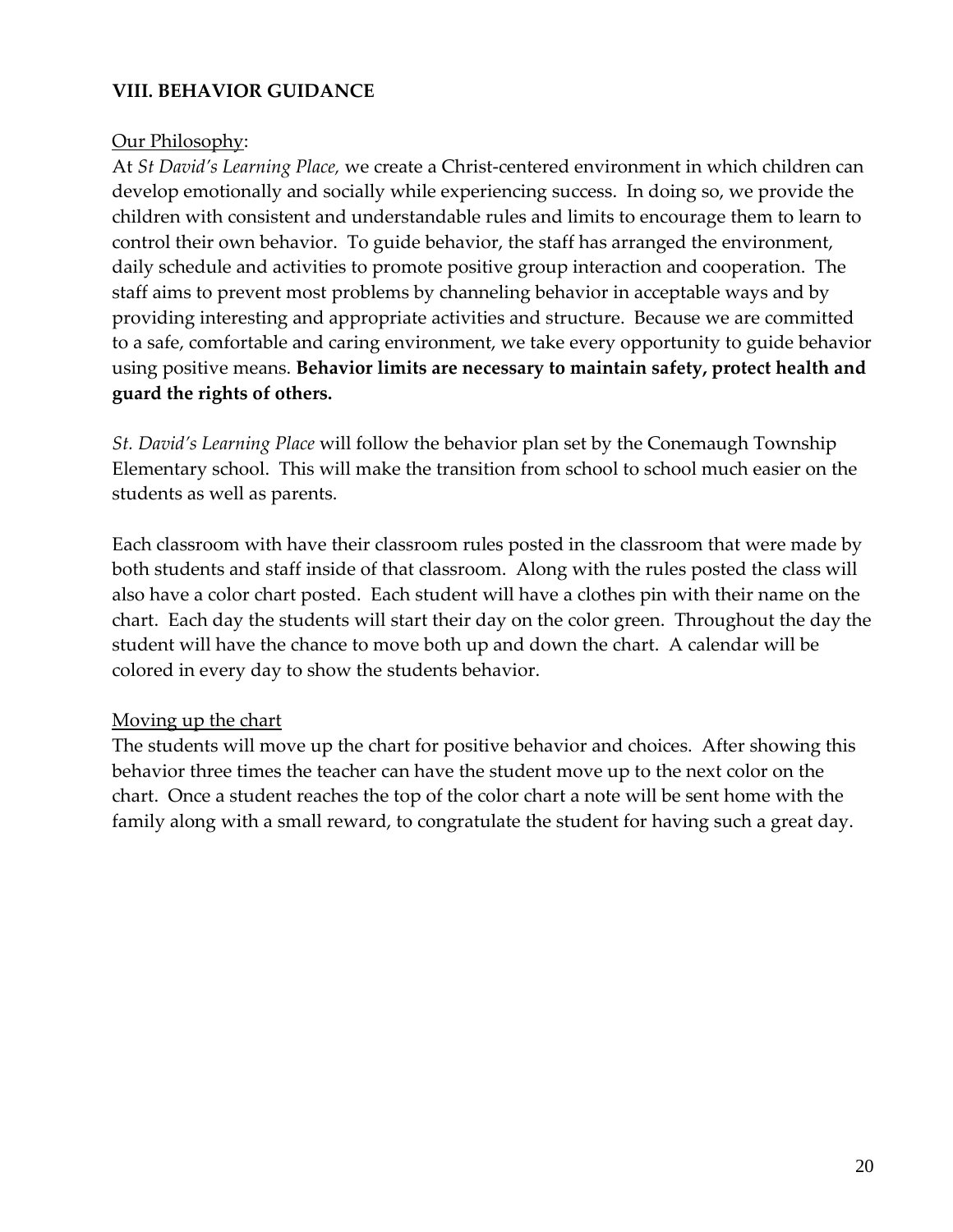## VIII. BEHAVIOR GUIDANCE

<u>Our Philosophy</u>:

At *St David's Learning Place,* we create a Christ-centered environment in which children can develop emotionally and socially while experiencing success. In doing so, we provide the children with consistent and understandable rules and limits to encourage them to learn to control their own behavior. To guide behavior, the staff has arranged the environment, daily schedule and activities to promote positive group interaction and cooperation. The staff aims to prevent most problems by channeling behavior in acceptable ways and by providing interesting and appropriate activities and structure. Because we are committed to a safe, comfortable and caring environment, we take every opportunity to guide behavior using positive means. **Behavior limits are necessary to maintain safety, protect health and guard the rights of others.**

*St. David's Learning Place* will follow the behavior plan set by the Conemaugh Township Elementary school. This will make the transition from school to school much easier on the students as well as parents.

Each classroom with have their classroom rules posted in the classroom that were made by both students and staff inside of that classroom. Along with the rules posted the class will also have a color chart posted. Each student will have a clothes pin with their name on the chart. Each day the students will start their day on the color green. Throughout the day the student will have the chance to move both up and down the chart. A calendar will be colored in every day to show the students behavior.

<u>Moving up the chart</u>

The students will move up the chart for positive behavior and choices. After showing this behavior three times the teacher can have the student move up to the next color on the chart. Once a student reaches the top of the color chart a note will be sent home with the family along with a small reward, to congratulate the student for having such a great day.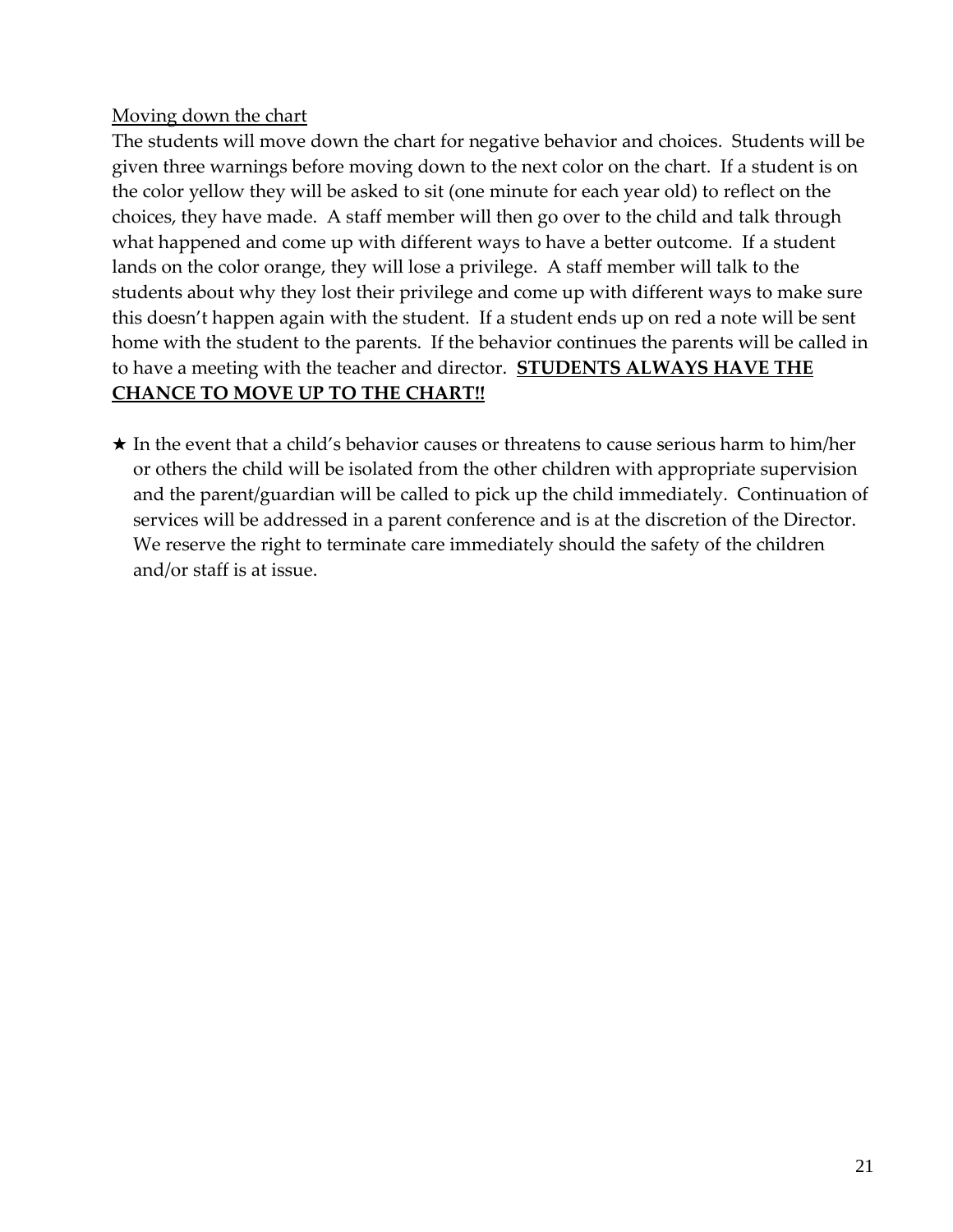<u>Moving down the chart</u>

The students will move down the chart for negative behavior and choices. Students will be given three warnings before moving down to the next color on the chart. If a student is on the color yellow they will be asked to sit (one minute for each year old) to reflect on the choices, they have made. A staff member will then go over to the child and talk through what happened and come up with different ways to have a better outcome. If a student lands on the color orange, they will lose a privilege. A staff member will talk to the students about why they lost their privilege and come up with different ways to make sure this doesn't happen again with the student. If a student ends up on red a note will be sent home with the student to the parents. If the behavior continues the parents will be called in to have a meeting with the teacher and director. **<u>STUDENTS ALWAYS HAVE THE CHANCE TO MOVE UP TO THE CHART!!</u>**

★ In the event that a child's behavior causes or threatens to cause serious harm to him/her or others the child will be isolated from the other children with appropriate supervision and the parent/guardian will be called to pick up the child immediately. Continuation of services will be addressed in a parent conference and is at the discretion of the Director. We reserve the right to terminate care immediately should the safety of the children and/or staff is at issue.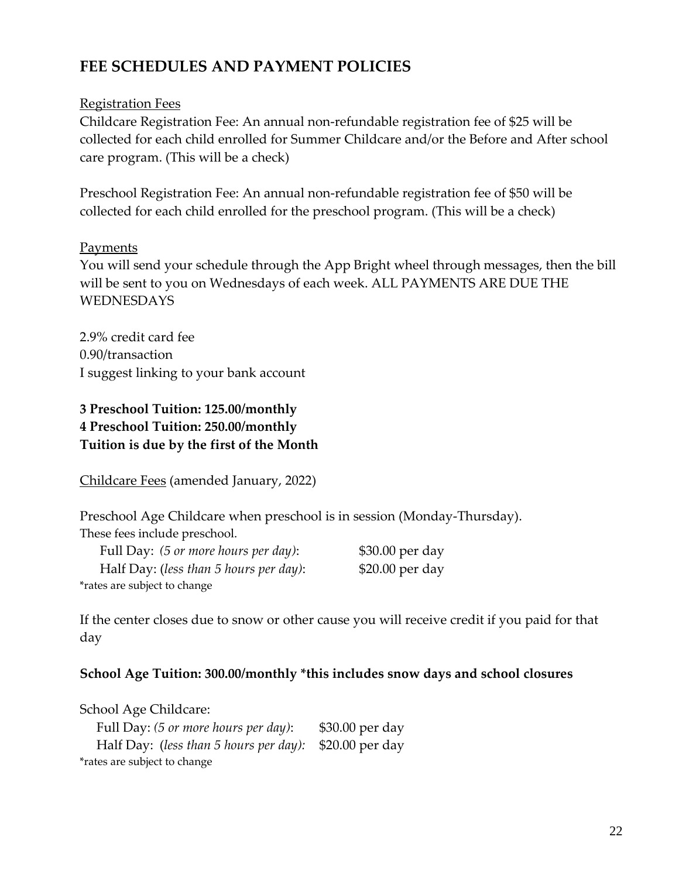## FEE SCHEDULES AND PAYMENT POLICIES

Registration Fees

Childcare Registration Fee: An annual non-refundable registration fee of $25 will be collected for each child enrolled for Summer Childcare and/or the Before and After school care program. (This will be a check)

Preschool Registration Fee: An annual non-refundable registration fee of $50 will be collected for each child enrolled for the preschool program. (This will be a check)

Payments

You will send your schedule through the App Bright wheel through messages, then the bill will be sent to you on Wednesdays of each week. ALL PAYMENTS ARE DUE THE WEDNESDAYS

2.9% credit card fee
0.90/transaction
I suggest linking to your bank account

**3 Preschool Tuition: 125.00/monthly**
**4 Preschool Tuition: 250.00/monthly**
**Tuition is due by the first of the Month**

Childcare Fees (amended January, 2022)

Preschool Age Childcare when preschool is in session (Monday-Thursday).
These fees include preschool.

| | |
|---|---|
| Full Day: *(5 or more hours per day)*: | $30.00 per day |
| Half Day: (*less than 5 hours per day)*: | $20.00 per day |

*rates are subject to change

If the center closes due to snow or other cause you will receive credit if you paid for that day

**School Age Tuition: 300.00/monthly *this includes snow days and school closures**

School Age Childcare:

| | |
|---|---|
| Full Day: *(5 or more hours per day)*: | $30.00 per day |
| Half Day: (*less than 5 hours per day):* | $20.00 per day |

*rates are subject to change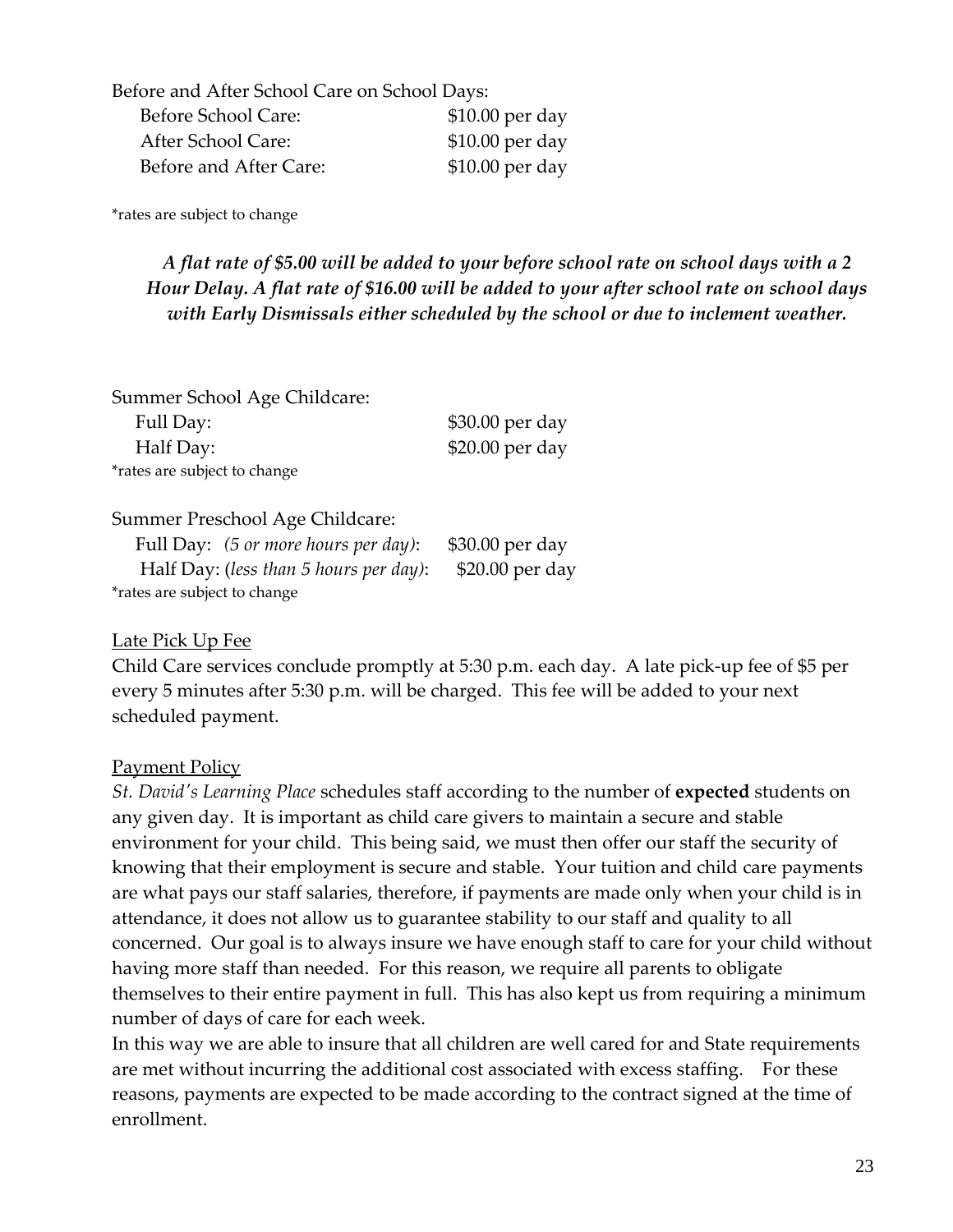Before and After School Care on School Days:

| | |
|---|---|
| Before School Care: | $10.00 per day |
| After School Care: | $10.00 per day |
| Before and After Care: | $10.00 per day |

*rates are subject to change

***A flat rate of $5.00 will be added to your before school rate on school days with a 2 Hour Delay. A flat rate of $16.00 will be added to your after school rate on school days with Early Dismissals either scheduled by the school or due to inclement weather.***

Summer School Age Childcare:

| | |
|---|---|
| Full Day: | $30.00 per day |
| Half Day: | $20.00 per day |

*rates are subject to change

Summer Preschool Age Childcare:

| | |
|---|---|
| Full Day: *(5 or more hours per day)*: | $30.00 per day |
| Half Day: (*less than 5 hours per day)*: | $20.00 per day |

*rates are subject to change

Late Pick Up Fee

Child Care services conclude promptly at 5:30 p.m. each day. A late pick-up fee of $5 per every 5 minutes after 5:30 p.m. will be charged. This fee will be added to your next scheduled payment.

Payment Policy

*St. David's Learning Place* schedules staff according to the number of **expected** students on any given day. It is important as child care givers to maintain a secure and stable environment for your child. This being said, we must then offer our staff the security of knowing that their employment is secure and stable. Your tuition and child care payments are what pays our staff salaries, therefore, if payments are made only when your child is in attendance, it does not allow us to guarantee stability to our staff and quality to all concerned. Our goal is to always insure we have enough staff to care for your child without having more staff than needed. For this reason, we require all parents to obligate themselves to their entire payment in full. This has also kept us from requiring a minimum number of days of care for each week.

In this way we are able to insure that all children are well cared for and State requirements are met without incurring the additional cost associated with excess staffing. For these reasons, payments are expected to be made according to the contract signed at the time of enrollment.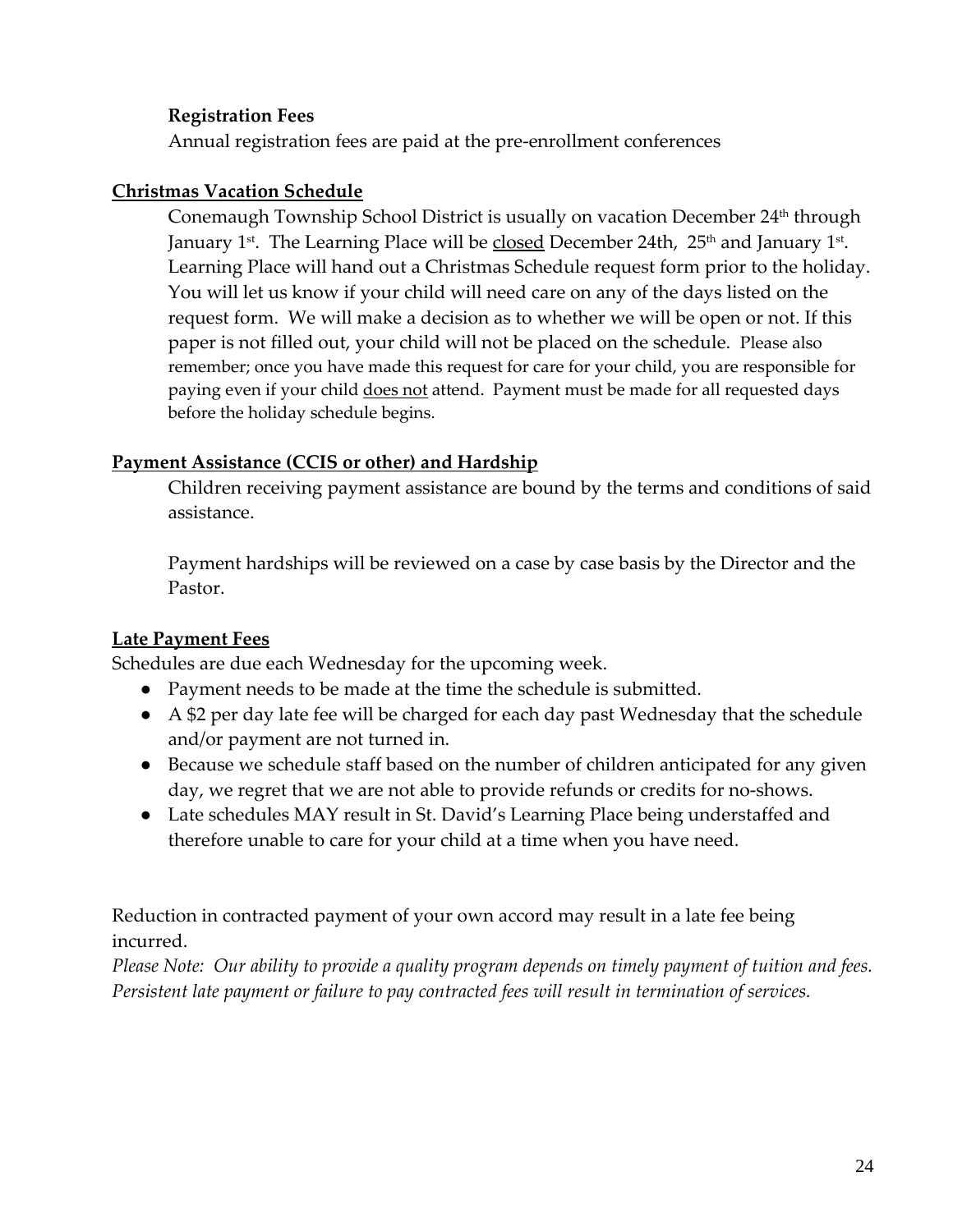**Registration Fees**

Annual registration fees are paid at the pre-enrollment conferences

## Christmas Vacation Schedule

Conemaugh Township School District is usually on vacation December 24th through January 1st. The Learning Place will be closed December 24th, 25th and January 1st. Learning Place will hand out a Christmas Schedule request form prior to the holiday. You will let us know if your child will need care on any of the days listed on the request form. We will make a decision as to whether we will be open or not. If this paper is not filled out, your child will not be placed on the schedule. Please also remember; once you have made this request for care for your child, you are responsible for paying even if your child does not attend. Payment must be made for all requested days before the holiday schedule begins.

## Payment Assistance (CCIS or other) and Hardship

Children receiving payment assistance are bound by the terms and conditions of said assistance.

Payment hardships will be reviewed on a case by case basis by the Director and the Pastor.

## Late Payment Fees

Schedules are due each Wednesday for the upcoming week.

- Payment needs to be made at the time the schedule is submitted.
- A $2 per day late fee will be charged for each day past Wednesday that the schedule and/or payment are not turned in.
- Because we schedule staff based on the number of children anticipated for any given day, we regret that we are not able to provide refunds or credits for no-shows.
- Late schedules MAY result in St. David's Learning Place being understaffed and therefore unable to care for your child at a time when you have need.

Reduction in contracted payment of your own accord may result in a late fee being incurred.

*Please Note: Our ability to provide a quality program depends on timely payment of tuition and fees. Persistent late payment or failure to pay contracted fees will result in termination of services.*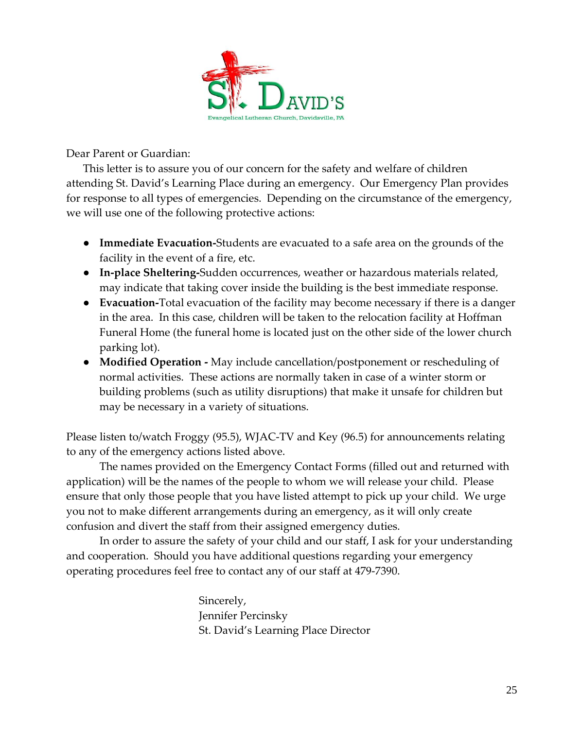St. David's

Evangelical Lutheran Church, Davidsville, PA

Dear Parent or Guardian:

This letter is to assure you of our concern for the safety and welfare of children attending St. David's Learning Place during an emergency. Our Emergency Plan provides for response to all types of emergencies. Depending on the circumstance of the emergency, we will use one of the following protective actions:

- **Immediate Evacuation-**Students are evacuated to a safe area on the grounds of the facility in the event of a fire, etc.
- **In-place Sheltering-**Sudden occurrences, weather or hazardous materials related, may indicate that taking cover inside the building is the best immediate response.
- **Evacuation-**Total evacuation of the facility may become necessary if there is a danger in the area. In this case, children will be taken to the relocation facility at Hoffman Funeral Home (the funeral home is located just on the other side of the lower church parking lot).
- **Modified Operation -** May include cancellation/postponement or rescheduling of normal activities. These actions are normally taken in case of a winter storm or building problems (such as utility disruptions) that make it unsafe for children but may be necessary in a variety of situations.

Please listen to/watch Froggy (95.5), WJAC-TV and Key (96.5) for announcements relating to any of the emergency actions listed above.

The names provided on the Emergency Contact Forms (filled out and returned with application) will be the names of the people to whom we will release your child. Please ensure that only those people that you have listed attempt to pick up your child. We urge you not to make different arrangements during an emergency, as it will only create confusion and divert the staff from their assigned emergency duties.

In order to assure the safety of your child and our staff, I ask for your understanding and cooperation. Should you have additional questions regarding your emergency operating procedures feel free to contact any of our staff at 479-7390.

Sincerely,
Jennifer Percinsky
St. David's Learning Place Director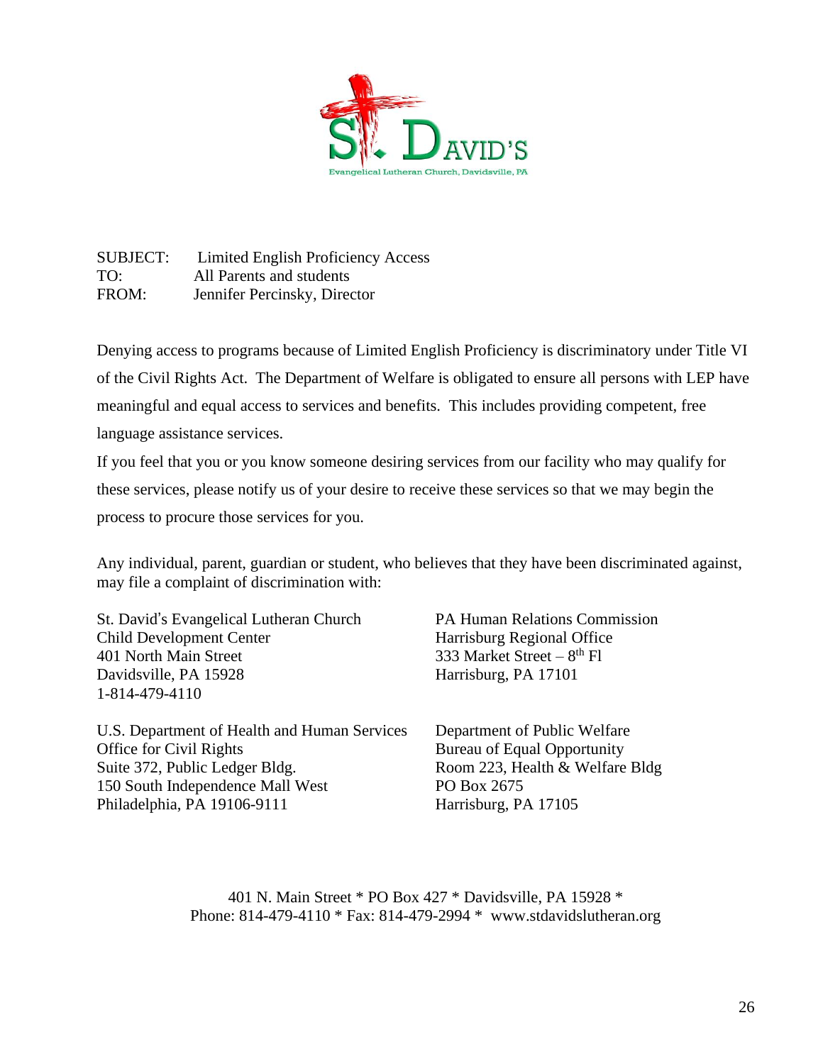St. David's

Evangelical Lutheran Church, Davidsville, PA

SUBJECT: Limited English Proficiency Access
TO: All Parents and students
FROM: Jennifer Percinsky, Director

Denying access to programs because of Limited English Proficiency is discriminatory under Title VI of the Civil Rights Act. The Department of Welfare is obligated to ensure all persons with LEP have meaningful and equal access to services and benefits. This includes providing competent, free language assistance services.

If you feel that you or you know someone desiring services from our facility who may qualify for these services, please notify us of your desire to receive these services so that we may begin the process to procure those services for you.

Any individual, parent, guardian or student, who believes that they have been discriminated against, may file a complaint of discrimination with:

St. David's Evangelical Lutheran Church
Child Development Center
401 North Main Street
Davidsville, PA 15928
1-814-479-4110

PA Human Relations Commission
Harrisburg Regional Office
333 Market Street – 8th Fl
Harrisburg, PA 17101

U.S. Department of Health and Human Services
Office for Civil Rights
Suite 372, Public Ledger Bldg.
150 South Independence Mall West
Philadelphia, PA 19106-9111

Department of Public Welfare
Bureau of Equal Opportunity
Room 223, Health & Welfare Bldg
PO Box 2675
Harrisburg, PA 17105

401 N. Main Street * PO Box 427 * Davidsville, PA 15928 *
Phone: 814-479-4110 * Fax: 814-479-2994 * www.stdavidslutheran.org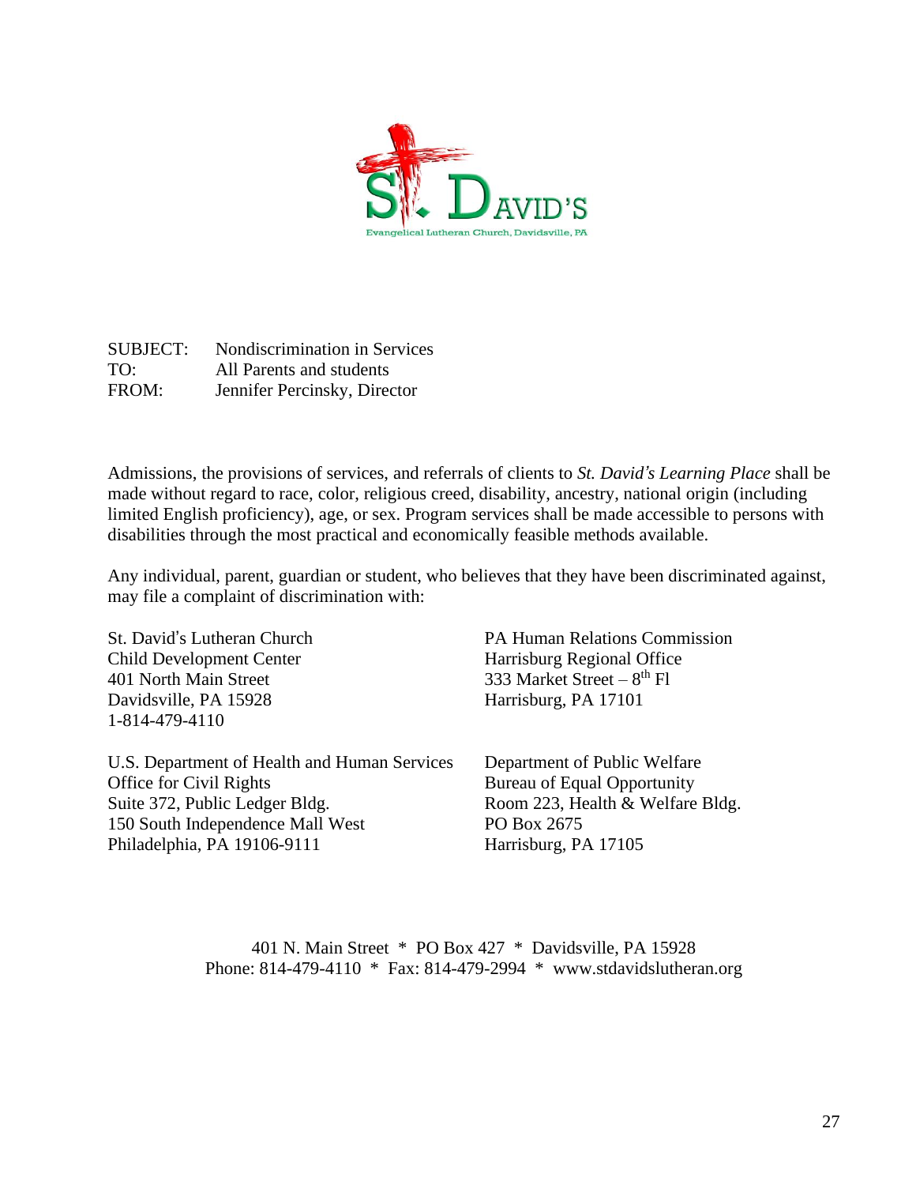St. David's

Evangelical Lutheran Church, Davidsville, PA

SUBJECT: Nondiscrimination in Services
TO: All Parents and students
FROM: Jennifer Percinsky, Director

Admissions, the provisions of services, and referrals of clients to *St. David's Learning Place* shall be made without regard to race, color, religious creed, disability, ancestry, national origin (including limited English proficiency), age, or sex. Program services shall be made accessible to persons with disabilities through the most practical and economically feasible methods available.

Any individual, parent, guardian or student, who believes that they have been discriminated against, may file a complaint of discrimination with:

St. David's Lutheran Church
Child Development Center
401 North Main Street
Davidsville, PA 15928
1-814-479-4110

PA Human Relations Commission
Harrisburg Regional Office
333 Market Street – 8th Fl
Harrisburg, PA 17101

U.S. Department of Health and Human Services
Office for Civil Rights
Suite 372, Public Ledger Bldg.
150 South Independence Mall West
Philadelphia, PA 19106-9111

Department of Public Welfare
Bureau of Equal Opportunity
Room 223, Health & Welfare Bldg.
PO Box 2675
Harrisburg, PA 17105

401 N. Main Street * PO Box 427 * Davidsville, PA 15928
Phone: 814-479-4110 * Fax: 814-479-2994 * www.stdavidslutheran.org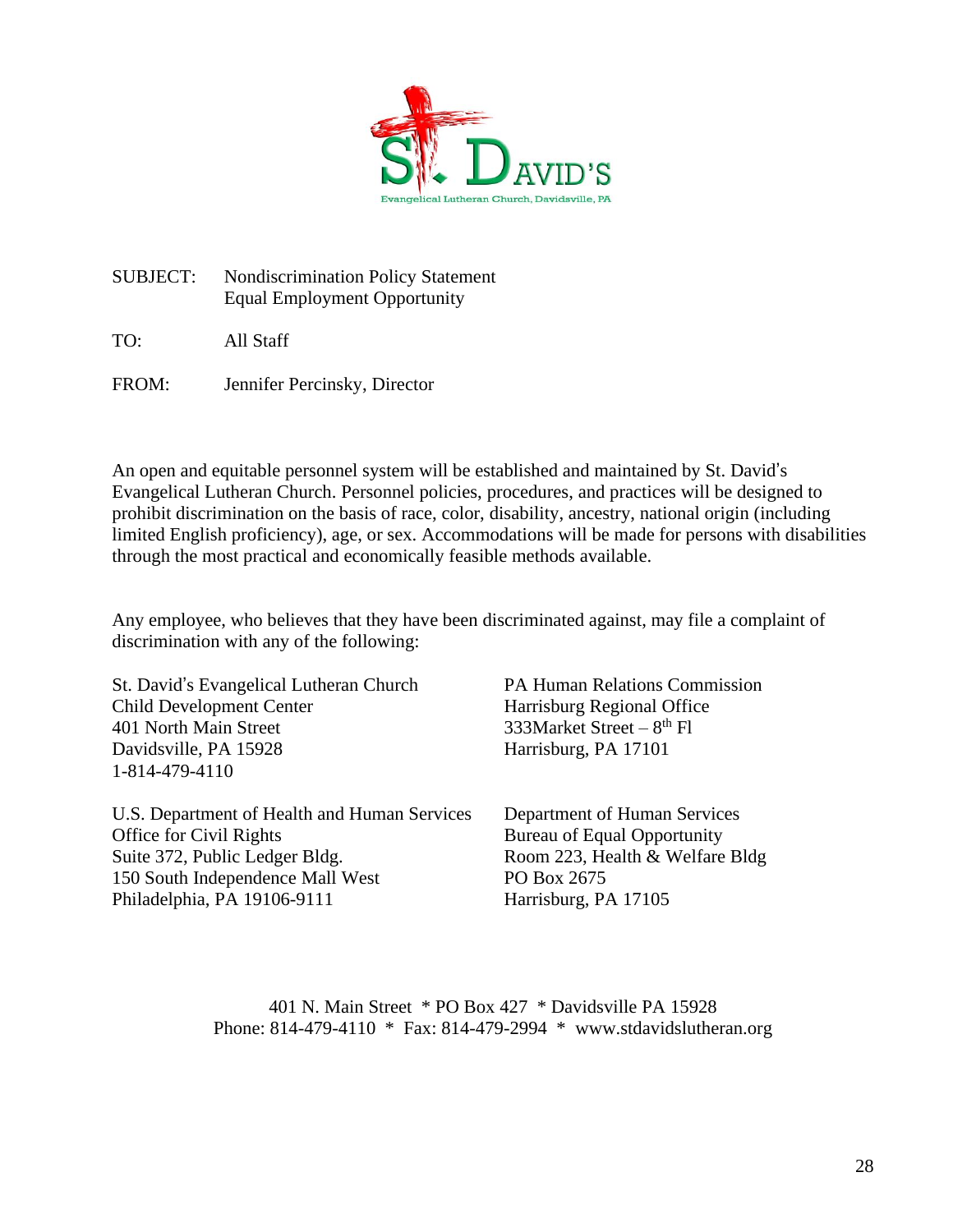St. David's
Evangelical Lutheran Church, Davidsville, PA

SUBJECT: Nondiscrimination Policy Statement
Equal Employment Opportunity

TO: All Staff

FROM: Jennifer Percinsky, Director

An open and equitable personnel system will be established and maintained by St. David's Evangelical Lutheran Church. Personnel policies, procedures, and practices will be designed to prohibit discrimination on the basis of race, color, disability, ancestry, national origin (including limited English proficiency), age, or sex. Accommodations will be made for persons with disabilities through the most practical and economically feasible methods available.

Any employee, who believes that they have been discriminated against, may file a complaint of discrimination with any of the following:

St. David's Evangelical Lutheran Church
Child Development Center
401 North Main Street
Davidsville, PA 15928
1-814-479-4110

PA Human Relations Commission
Harrisburg Regional Office
333Market Street – 8th Fl
Harrisburg, PA 17101

U.S. Department of Health and Human Services
Office for Civil Rights
Suite 372, Public Ledger Bldg.
150 South Independence Mall West
Philadelphia, PA 19106-9111

Department of Human Services
Bureau of Equal Opportunity
Room 223, Health & Welfare Bldg
PO Box 2675
Harrisburg, PA 17105

401 N. Main Street * PO Box 427 * Davidsville PA 15928
Phone: 814-479-4110 * Fax: 814-479-2994 * www.stdavidslutheran.org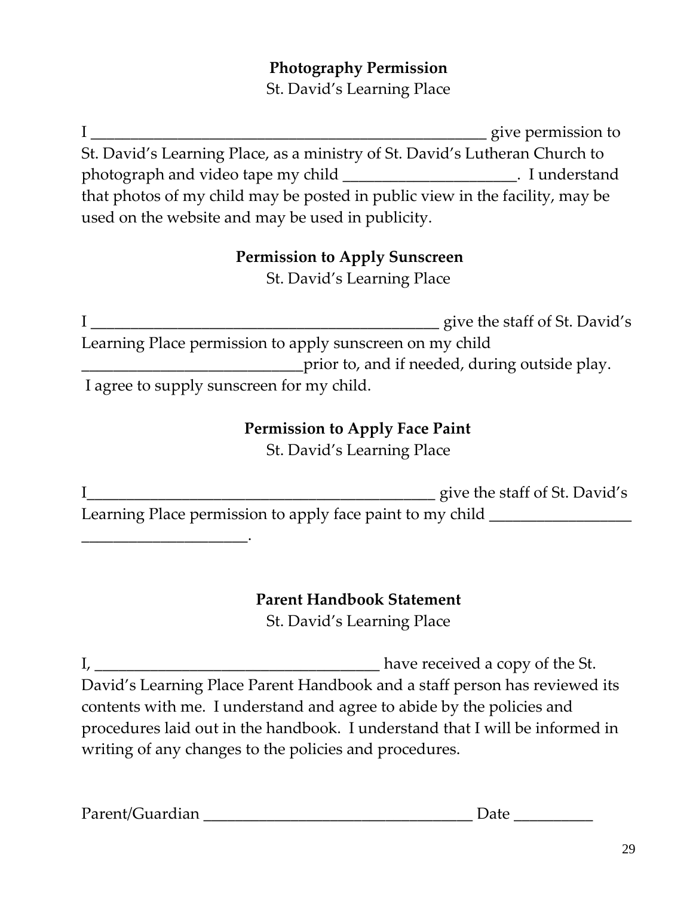**Photography Permission**

St. David's Learning Place

I ____________________________________________________ give permission to St. David's Learning Place, as a ministry of St. David's Lutheran Church to photograph and video tape my child ______________________. I understand that photos of my child may be posted in public view in the facility, may be used on the website and may be used in publicity.

**Permission to Apply Sunscreen**

St. David's Learning Place

I _______________________________________________ give the staff of St. David's Learning Place permission to apply sunscreen on my child ____________________________prior to, and if needed, during outside play. I agree to supply sunscreen for my child.

**Permission to Apply Face Paint**

St. David's Learning Place

I_______________________________________________ give the staff of St. David's Learning Place permission to apply face paint to my child __________________ ______________________.

**Parent Handbook Statement**

St. David's Learning Place

I, _____________________________________ have received a copy of the St. David's Learning Place Parent Handbook and a staff person has reviewed its contents with me. I understand and agree to abide by the policies and procedures laid out in the handbook. I understand that I will be informed in writing of any changes to the policies and procedures.

Parent/Guardian ____________________________________ Date __________